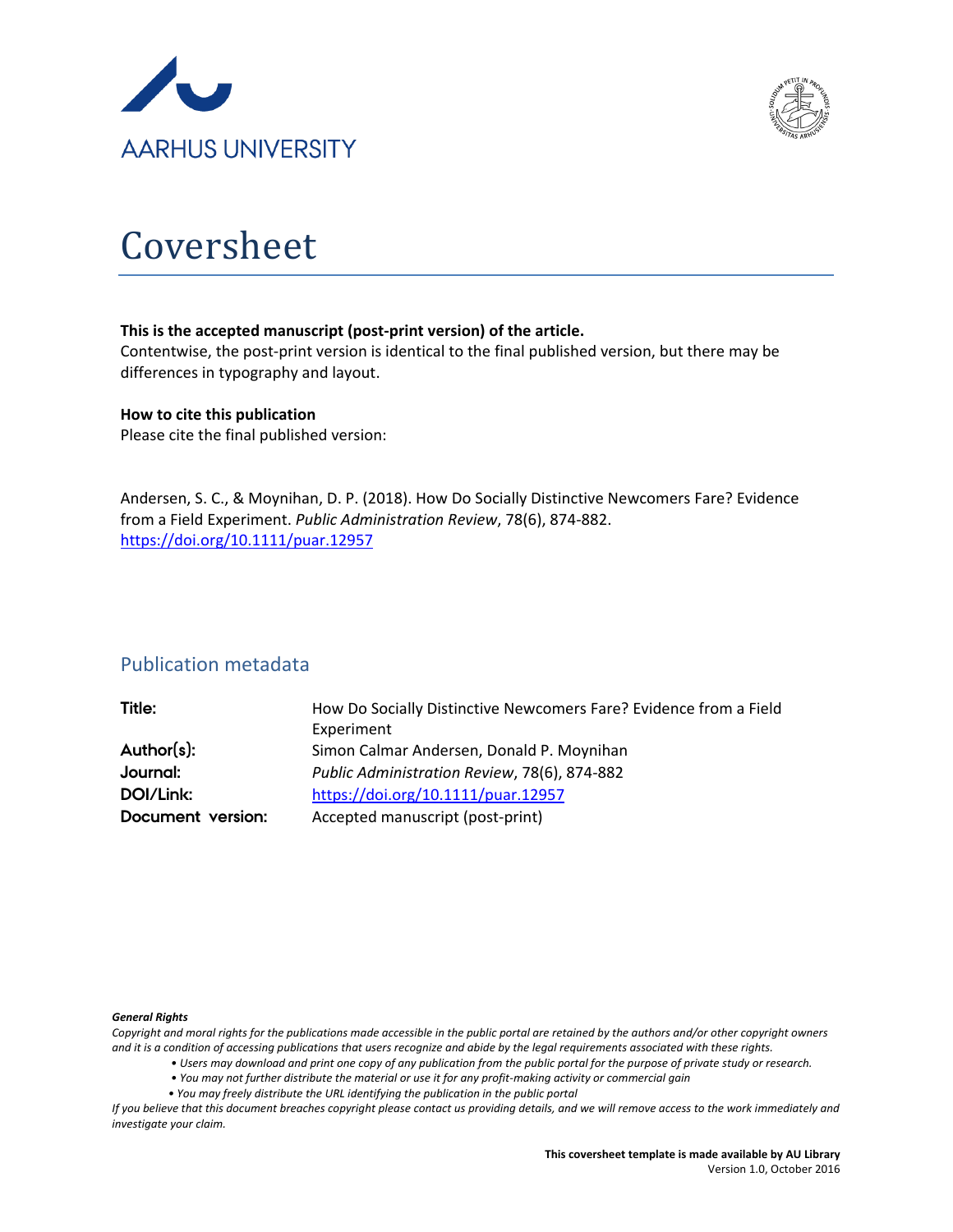AARHUS UNIVERSITY

# Coversheet

**This is the accepted manuscript (post-print version) of the article.**
Contentwise, the post-print version is identical to the final published version, but there may be differences in typography and layout.

**How to cite this publication**
Please cite the final published version:

Andersen, S. C., & Moynihan, D. P. (2018). How Do Socially Distinctive Newcomers Fare? Evidence from a Field Experiment. *Public Administration Review*, 78(6), 874-882. https://doi.org/10.1111/puar.12957

## Publication metadata

| | |
|---|---|
| **Title:** | How Do Socially Distinctive Newcomers Fare? Evidence from a Field Experiment |
| **Author(s):** | Simon Calmar Andersen, Donald P. Moynihan |
| **Journal:** | *Public Administration Review*, 78(6), 874-882 |
| **DOI/Link:** | https://doi.org/10.1111/puar.12957 |
| **Document version:** | Accepted manuscript (post-print) |

***General Rights***

*Copyright and moral rights for the publications made accessible in the public portal are retained by the authors and/or other copyright owners and it is a condition of accessing publications that users recognize and abide by the legal requirements associated with these rights.*

- *Users may download and print one copy of any publication from the public portal for the purpose of private study or research.*
- *You may not further distribute the material or use it for any profit-making activity or commercial gain*
- *You may freely distribute the URL identifying the publication in the public portal*

*If you believe that this document breaches copyright please contact us providing details, and we will remove access to the work immediately and investigate your claim.*

**This coversheet template is made available by AU Library**
Version 1.0, October 2016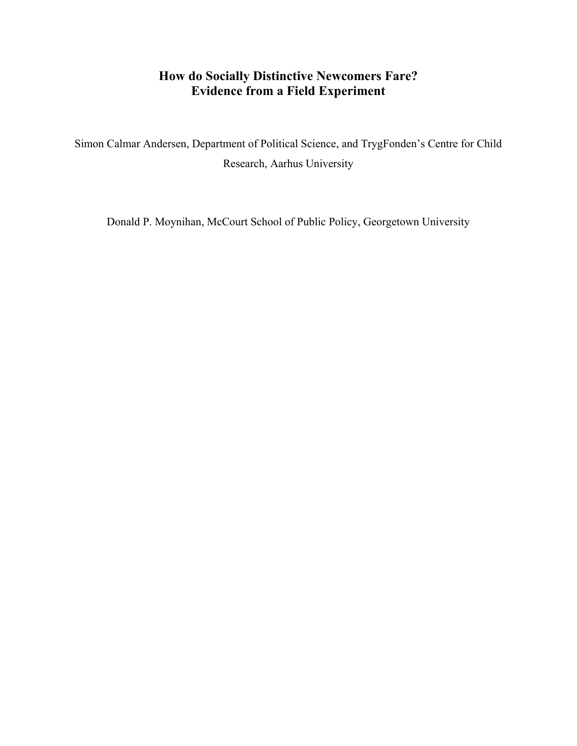# How do Socially Distinctive Newcomers Fare? Evidence from a Field Experiment

Simon Calmar Andersen, Department of Political Science, and TrygFonden's Centre for Child Research, Aarhus University

Donald P. Moynihan, McCourt School of Public Policy, Georgetown University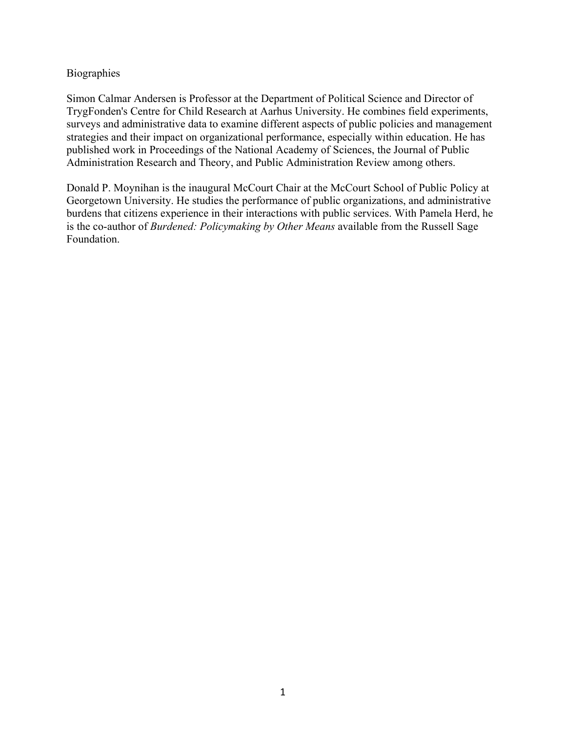# Biographies

Simon Calmar Andersen is Professor at the Department of Political Science and Director of TrygFonden's Centre for Child Research at Aarhus University. He combines field experiments, surveys and administrative data to examine different aspects of public policies and management strategies and their impact on organizational performance, especially within education. He has published work in Proceedings of the National Academy of Sciences, the Journal of Public Administration Research and Theory, and Public Administration Review among others.

Donald P. Moynihan is the inaugural McCourt Chair at the McCourt School of Public Policy at Georgetown University. He studies the performance of public organizations, and administrative burdens that citizens experience in their interactions with public services. With Pamela Herd, he is the co-author of *Burdened: Policymaking by Other Means* available from the Russell Sage Foundation.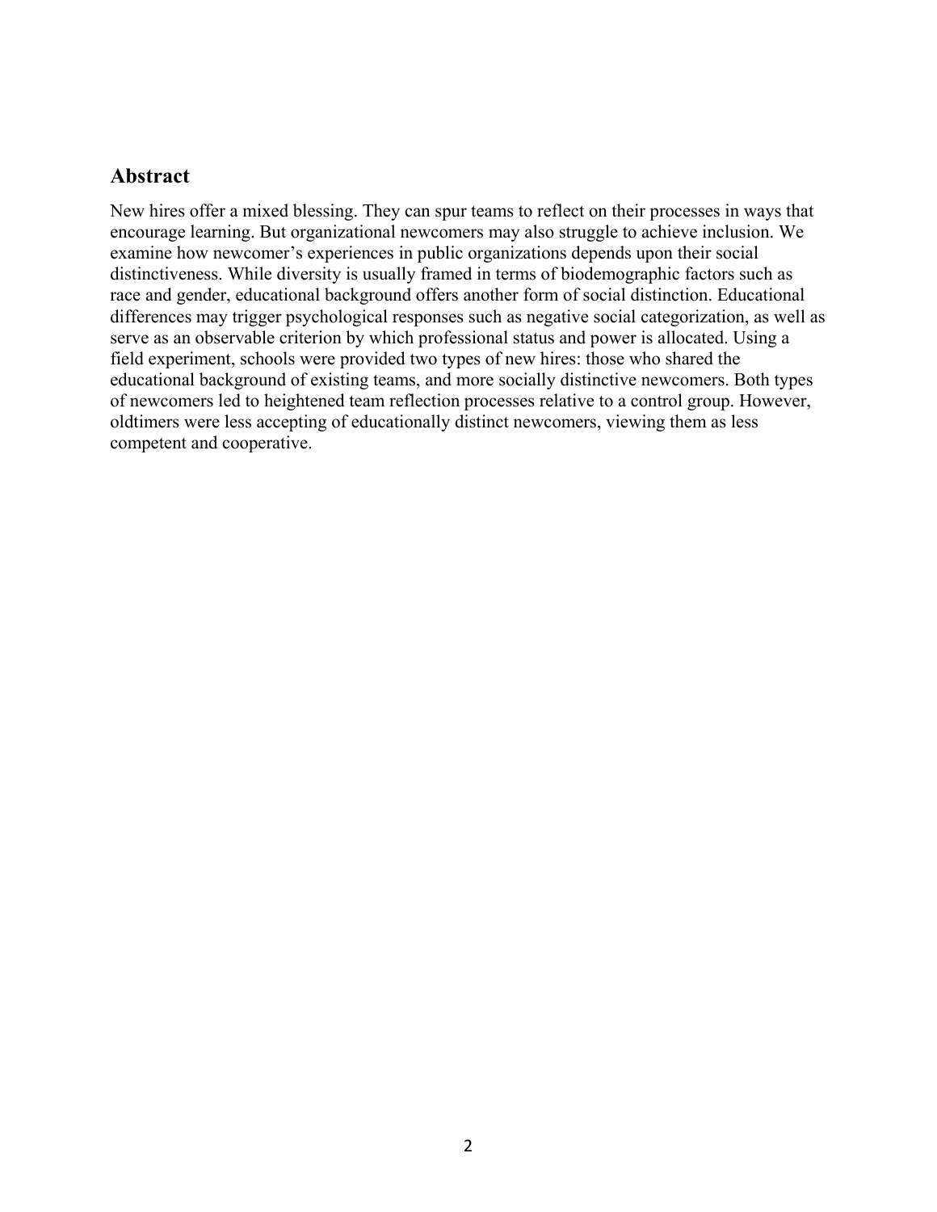## Abstract

New hires offer a mixed blessing. They can spur teams to reflect on their processes in ways that encourage learning. But organizational newcomers may also struggle to achieve inclusion. We examine how newcomer's experiences in public organizations depends upon their social distinctiveness. While diversity is usually framed in terms of biodemographic factors such as race and gender, educational background offers another form of social distinction. Educational differences may trigger psychological responses such as negative social categorization, as well as serve as an observable criterion by which professional status and power is allocated. Using a field experiment, schools were provided two types of new hires: those who shared the educational background of existing teams, and more socially distinctive newcomers. Both types of newcomers led to heightened team reflection processes relative to a control group. However, oldtimers were less accepting of educationally distinct newcomers, viewing them as less competent and cooperative.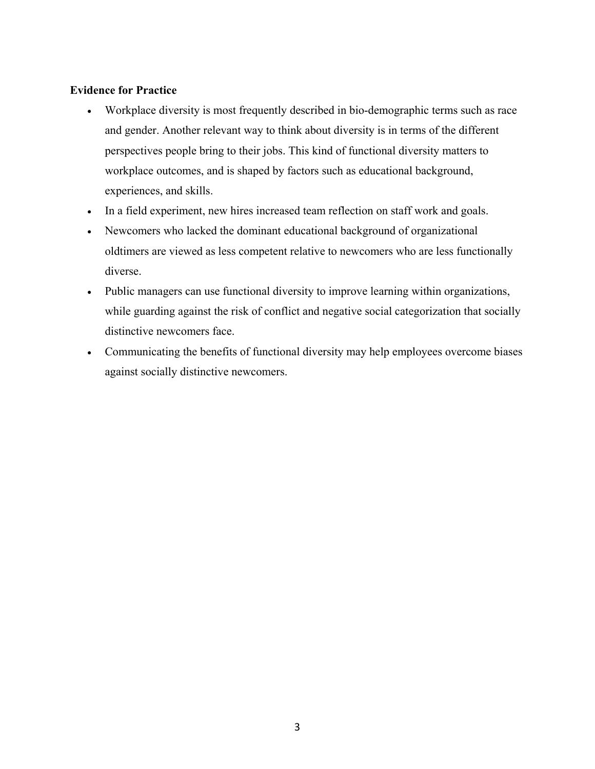**Evidence for Practice**

- Workplace diversity is most frequently described in bio-demographic terms such as race and gender. Another relevant way to think about diversity is in terms of the different perspectives people bring to their jobs. This kind of functional diversity matters to workplace outcomes, and is shaped by factors such as educational background, experiences, and skills.
- In a field experiment, new hires increased team reflection on staff work and goals.
- Newcomers who lacked the dominant educational background of organizational oldtimers are viewed as less competent relative to newcomers who are less functionally diverse.
- Public managers can use functional diversity to improve learning within organizations, while guarding against the risk of conflict and negative social categorization that socially distinctive newcomers face.
- Communicating the benefits of functional diversity may help employees overcome biases against socially distinctive newcomers.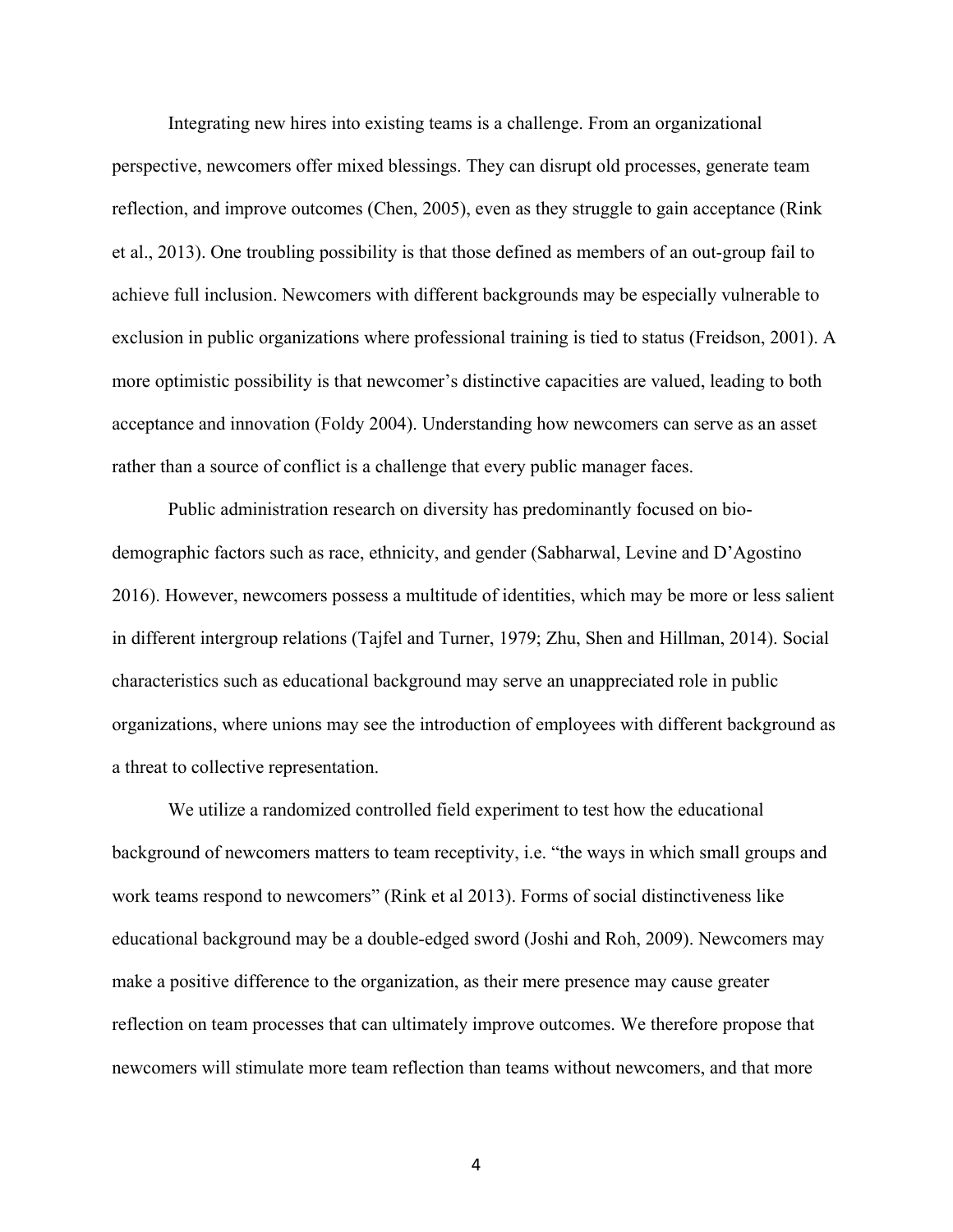Integrating new hires into existing teams is a challenge. From an organizational perspective, newcomers offer mixed blessings. They can disrupt old processes, generate team reflection, and improve outcomes (Chen, 2005), even as they struggle to gain acceptance (Rink et al., 2013). One troubling possibility is that those defined as members of an out-group fail to achieve full inclusion. Newcomers with different backgrounds may be especially vulnerable to exclusion in public organizations where professional training is tied to status (Freidson, 2001). A more optimistic possibility is that newcomer's distinctive capacities are valued, leading to both acceptance and innovation (Foldy 2004). Understanding how newcomers can serve as an asset rather than a source of conflict is a challenge that every public manager faces.

Public administration research on diversity has predominantly focused on bio-demographic factors such as race, ethnicity, and gender (Sabharwal, Levine and D'Agostino 2016). However, newcomers possess a multitude of identities, which may be more or less salient in different intergroup relations (Tajfel and Turner, 1979; Zhu, Shen and Hillman, 2014). Social characteristics such as educational background may serve an unappreciated role in public organizations, where unions may see the introduction of employees with different background as a threat to collective representation.

We utilize a randomized controlled field experiment to test how the educational background of newcomers matters to team receptivity, i.e. "the ways in which small groups and work teams respond to newcomers" (Rink et al 2013). Forms of social distinctiveness like educational background may be a double-edged sword (Joshi and Roh, 2009). Newcomers may make a positive difference to the organization, as their mere presence may cause greater reflection on team processes that can ultimately improve outcomes. We therefore propose that newcomers will stimulate more team reflection than teams without newcomers, and that more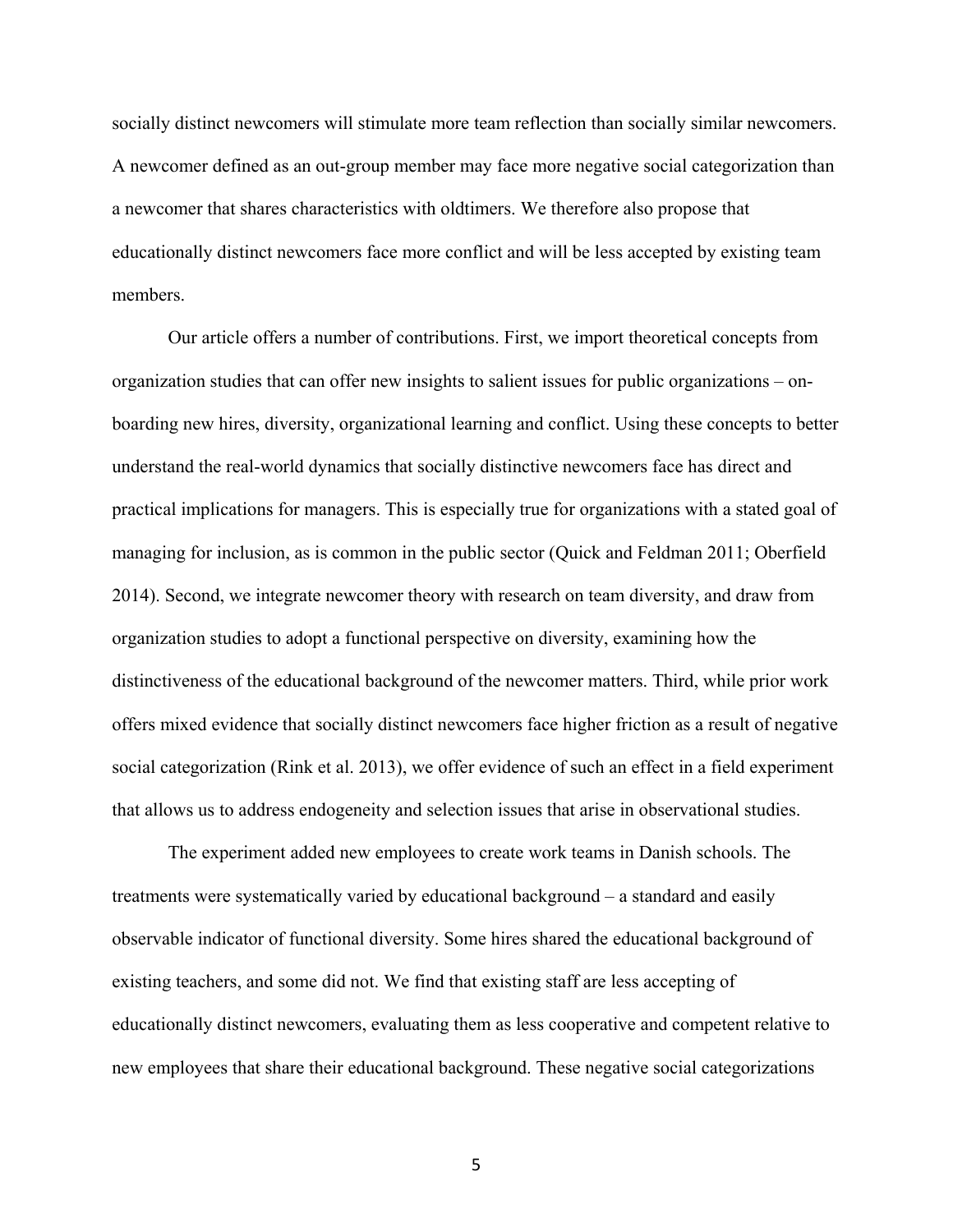socially distinct newcomers will stimulate more team reflection than socially similar newcomers. A newcomer defined as an out-group member may face more negative social categorization than a newcomer that shares characteristics with oldtimers. We therefore also propose that educationally distinct newcomers face more conflict and will be less accepted by existing team members.

Our article offers a number of contributions. First, we import theoretical concepts from organization studies that can offer new insights to salient issues for public organizations – on-boarding new hires, diversity, organizational learning and conflict. Using these concepts to better understand the real-world dynamics that socially distinctive newcomers face has direct and practical implications for managers. This is especially true for organizations with a stated goal of managing for inclusion, as is common in the public sector (Quick and Feldman 2011; Oberfield 2014). Second, we integrate newcomer theory with research on team diversity, and draw from organization studies to adopt a functional perspective on diversity, examining how the distinctiveness of the educational background of the newcomer matters. Third, while prior work offers mixed evidence that socially distinct newcomers face higher friction as a result of negative social categorization (Rink et al. 2013), we offer evidence of such an effect in a field experiment that allows us to address endogeneity and selection issues that arise in observational studies.

The experiment added new employees to create work teams in Danish schools. The treatments were systematically varied by educational background – a standard and easily observable indicator of functional diversity. Some hires shared the educational background of existing teachers, and some did not. We find that existing staff are less accepting of educationally distinct newcomers, evaluating them as less cooperative and competent relative to new employees that share their educational background. These negative social categorizations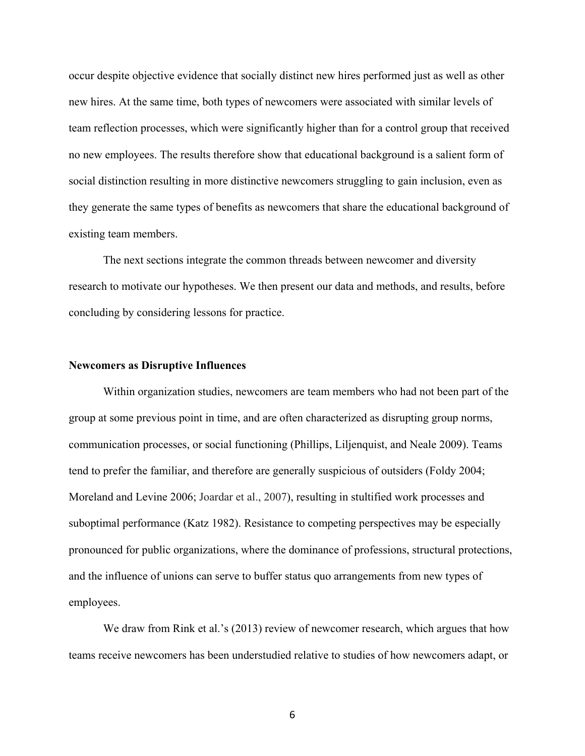occur despite objective evidence that socially distinct new hires performed just as well as other new hires. At the same time, both types of newcomers were associated with similar levels of team reflection processes, which were significantly higher than for a control group that received no new employees. The results therefore show that educational background is a salient form of social distinction resulting in more distinctive newcomers struggling to gain inclusion, even as they generate the same types of benefits as newcomers that share the educational background of existing team members.

The next sections integrate the common threads between newcomer and diversity research to motivate our hypotheses. We then present our data and methods, and results, before concluding by considering lessons for practice.

**Newcomers as Disruptive Influences**

Within organization studies, newcomers are team members who had not been part of the group at some previous point in time, and are often characterized as disrupting group norms, communication processes, or social functioning (Phillips, Liljenquist, and Neale 2009). Teams tend to prefer the familiar, and therefore are generally suspicious of outsiders (Foldy 2004; Moreland and Levine 2006; Joardar et al., 2007), resulting in stultified work processes and suboptimal performance (Katz 1982). Resistance to competing perspectives may be especially pronounced for public organizations, where the dominance of professions, structural protections, and the influence of unions can serve to buffer status quo arrangements from new types of employees.

We draw from Rink et al.'s (2013) review of newcomer research, which argues that how teams receive newcomers has been understudied relative to studies of how newcomers adapt, or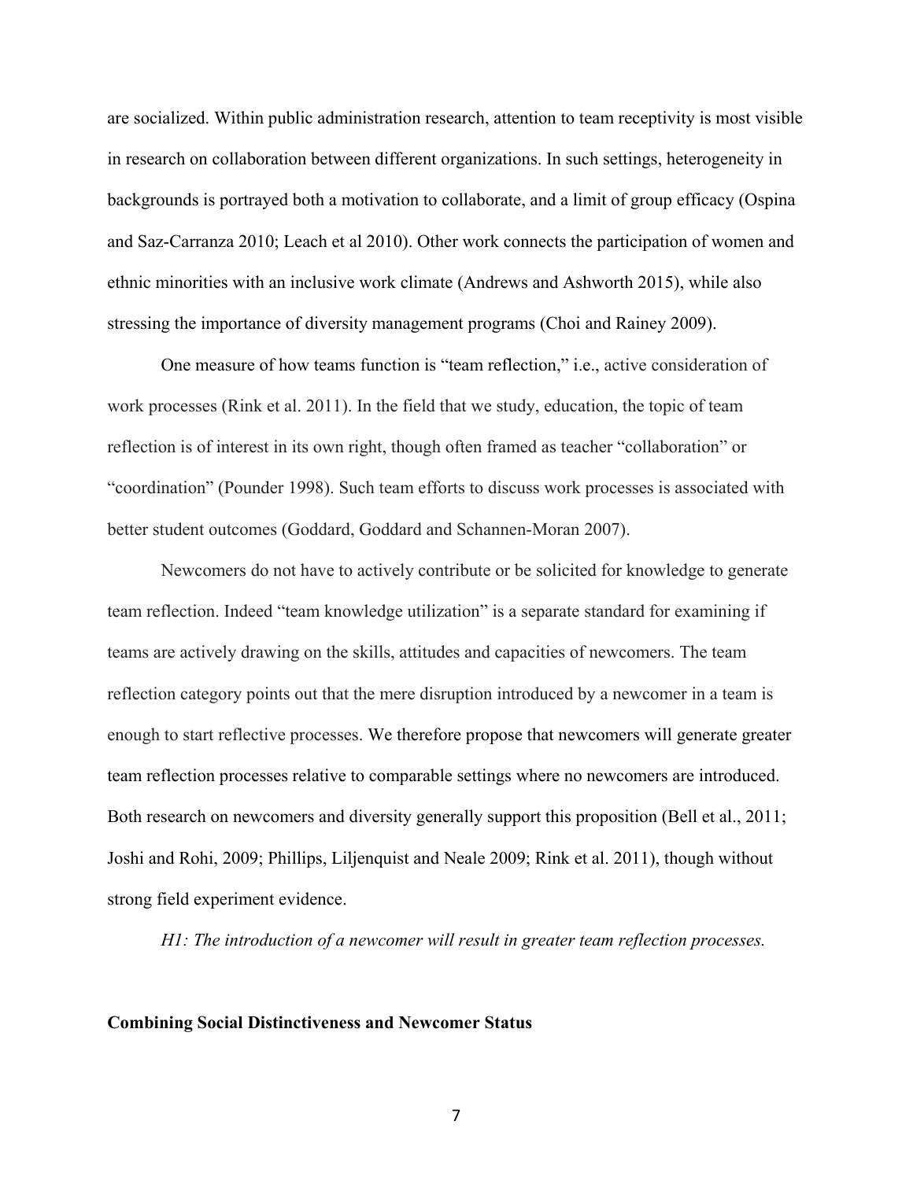are socialized. Within public administration research, attention to team receptivity is most visible in research on collaboration between different organizations. In such settings, heterogeneity in backgrounds is portrayed both a motivation to collaborate, and a limit of group efficacy (Ospina and Saz-Carranza 2010; Leach et al 2010). Other work connects the participation of women and ethnic minorities with an inclusive work climate (Andrews and Ashworth 2015), while also stressing the importance of diversity management programs (Choi and Rainey 2009).

One measure of how teams function is "team reflection," i.e., active consideration of work processes (Rink et al. 2011). In the field that we study, education, the topic of team reflection is of interest in its own right, though often framed as teacher "collaboration" or "coordination" (Pounder 1998). Such team efforts to discuss work processes is associated with better student outcomes (Goddard, Goddard and Schannen-Moran 2007).

Newcomers do not have to actively contribute or be solicited for knowledge to generate team reflection. Indeed "team knowledge utilization" is a separate standard for examining if teams are actively drawing on the skills, attitudes and capacities of newcomers. The team reflection category points out that the mere disruption introduced by a newcomer in a team is enough to start reflective processes. We therefore propose that newcomers will generate greater team reflection processes relative to comparable settings where no newcomers are introduced. Both research on newcomers and diversity generally support this proposition (Bell et al., 2011; Joshi and Rohi, 2009; Phillips, Liljenquist and Neale 2009; Rink et al. 2011), though without strong field experiment evidence.

*H1: The introduction of a newcomer will result in greater team reflection processes.*

**Combining Social Distinctiveness and Newcomer Status**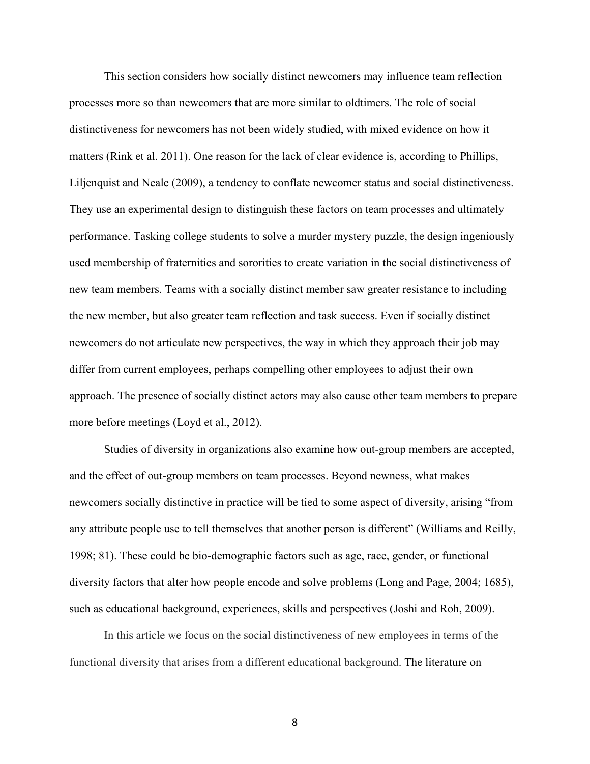This section considers how socially distinct newcomers may influence team reflection processes more so than newcomers that are more similar to oldtimers. The role of social distinctiveness for newcomers has not been widely studied, with mixed evidence on how it matters (Rink et al. 2011). One reason for the lack of clear evidence is, according to Phillips, Liljenquist and Neale (2009), a tendency to conflate newcomer status and social distinctiveness. They use an experimental design to distinguish these factors on team processes and ultimately performance. Tasking college students to solve a murder mystery puzzle, the design ingeniously used membership of fraternities and sororities to create variation in the social distinctiveness of new team members. Teams with a socially distinct member saw greater resistance to including the new member, but also greater team reflection and task success. Even if socially distinct newcomers do not articulate new perspectives, the way in which they approach their job may differ from current employees, perhaps compelling other employees to adjust their own approach. The presence of socially distinct actors may also cause other team members to prepare more before meetings (Loyd et al., 2012).

Studies of diversity in organizations also examine how out-group members are accepted, and the effect of out-group members on team processes. Beyond newness, what makes newcomers socially distinctive in practice will be tied to some aspect of diversity, arising "from any attribute people use to tell themselves that another person is different" (Williams and Reilly, 1998; 81). These could be bio-demographic factors such as age, race, gender, or functional diversity factors that alter how people encode and solve problems (Long and Page, 2004; 1685), such as educational background, experiences, skills and perspectives (Joshi and Roh, 2009).

In this article we focus on the social distinctiveness of new employees in terms of the functional diversity that arises from a different educational background. The literature on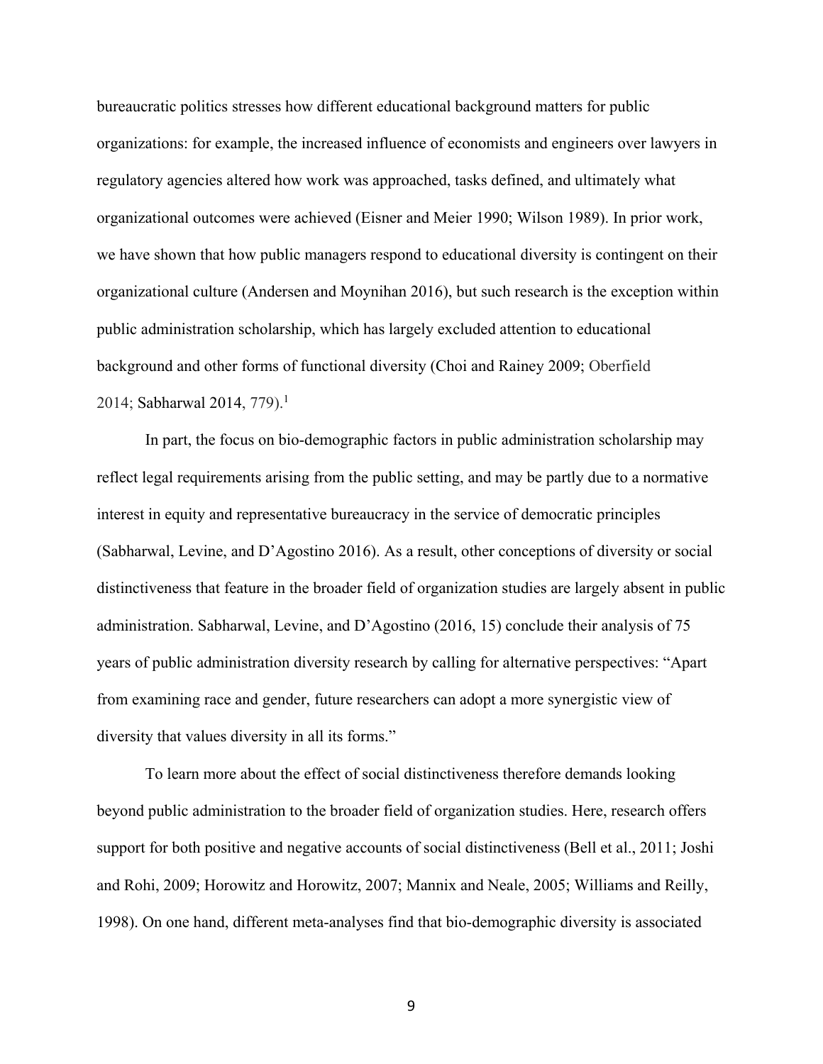bureaucratic politics stresses how different educational background matters for public organizations: for example, the increased influence of economists and engineers over lawyers in regulatory agencies altered how work was approached, tasks defined, and ultimately what organizational outcomes were achieved (Eisner and Meier 1990; Wilson 1989). In prior work, we have shown that how public managers respond to educational diversity is contingent on their organizational culture (Andersen and Moynihan 2016), but such research is the exception within public administration scholarship, which has largely excluded attention to educational background and other forms of functional diversity (Choi and Rainey 2009; Oberfield 2014; Sabharwal 2014, 779).[1]

In part, the focus on bio-demographic factors in public administration scholarship may reflect legal requirements arising from the public setting, and may be partly due to a normative interest in equity and representative bureaucracy in the service of democratic principles (Sabharwal, Levine, and D'Agostino 2016). As a result, other conceptions of diversity or social distinctiveness that feature in the broader field of organization studies are largely absent in public administration. Sabharwal, Levine, and D'Agostino (2016, 15) conclude their analysis of 75 years of public administration diversity research by calling for alternative perspectives: "Apart from examining race and gender, future researchers can adopt a more synergistic view of diversity that values diversity in all its forms."

To learn more about the effect of social distinctiveness therefore demands looking beyond public administration to the broader field of organization studies. Here, research offers support for both positive and negative accounts of social distinctiveness (Bell et al., 2011; Joshi and Rohi, 2009; Horowitz and Horowitz, 2007; Mannix and Neale, 2005; Williams and Reilly, 1998). On one hand, different meta-analyses find that bio-demographic diversity is associated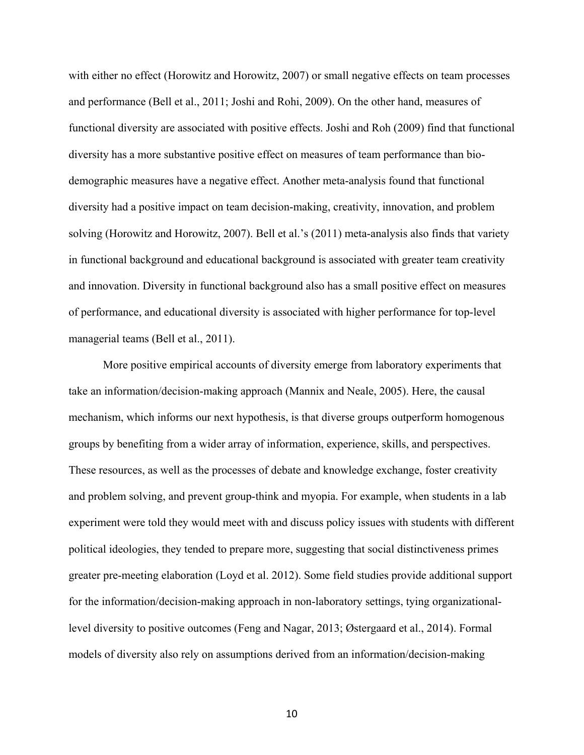with either no effect (Horowitz and Horowitz, 2007) or small negative effects on team processes and performance (Bell et al., 2011; Joshi and Rohi, 2009). On the other hand, measures of functional diversity are associated with positive effects. Joshi and Roh (2009) find that functional diversity has a more substantive positive effect on measures of team performance than bio-demographic measures have a negative effect. Another meta-analysis found that functional diversity had a positive impact on team decision-making, creativity, innovation, and problem solving (Horowitz and Horowitz, 2007). Bell et al.'s (2011) meta-analysis also finds that variety in functional background and educational background is associated with greater team creativity and innovation. Diversity in functional background also has a small positive effect on measures of performance, and educational diversity is associated with higher performance for top-level managerial teams (Bell et al., 2011).

More positive empirical accounts of diversity emerge from laboratory experiments that take an information/decision-making approach (Mannix and Neale, 2005). Here, the causal mechanism, which informs our next hypothesis, is that diverse groups outperform homogenous groups by benefiting from a wider array of information, experience, skills, and perspectives. These resources, as well as the processes of debate and knowledge exchange, foster creativity and problem solving, and prevent group-think and myopia. For example, when students in a lab experiment were told they would meet with and discuss policy issues with students with different political ideologies, they tended to prepare more, suggesting that social distinctiveness primes greater pre-meeting elaboration (Loyd et al. 2012). Some field studies provide additional support for the information/decision-making approach in non-laboratory settings, tying organizational-level diversity to positive outcomes (Feng and Nagar, 2013; Østergaard et al., 2014). Formal models of diversity also rely on assumptions derived from an information/decision-making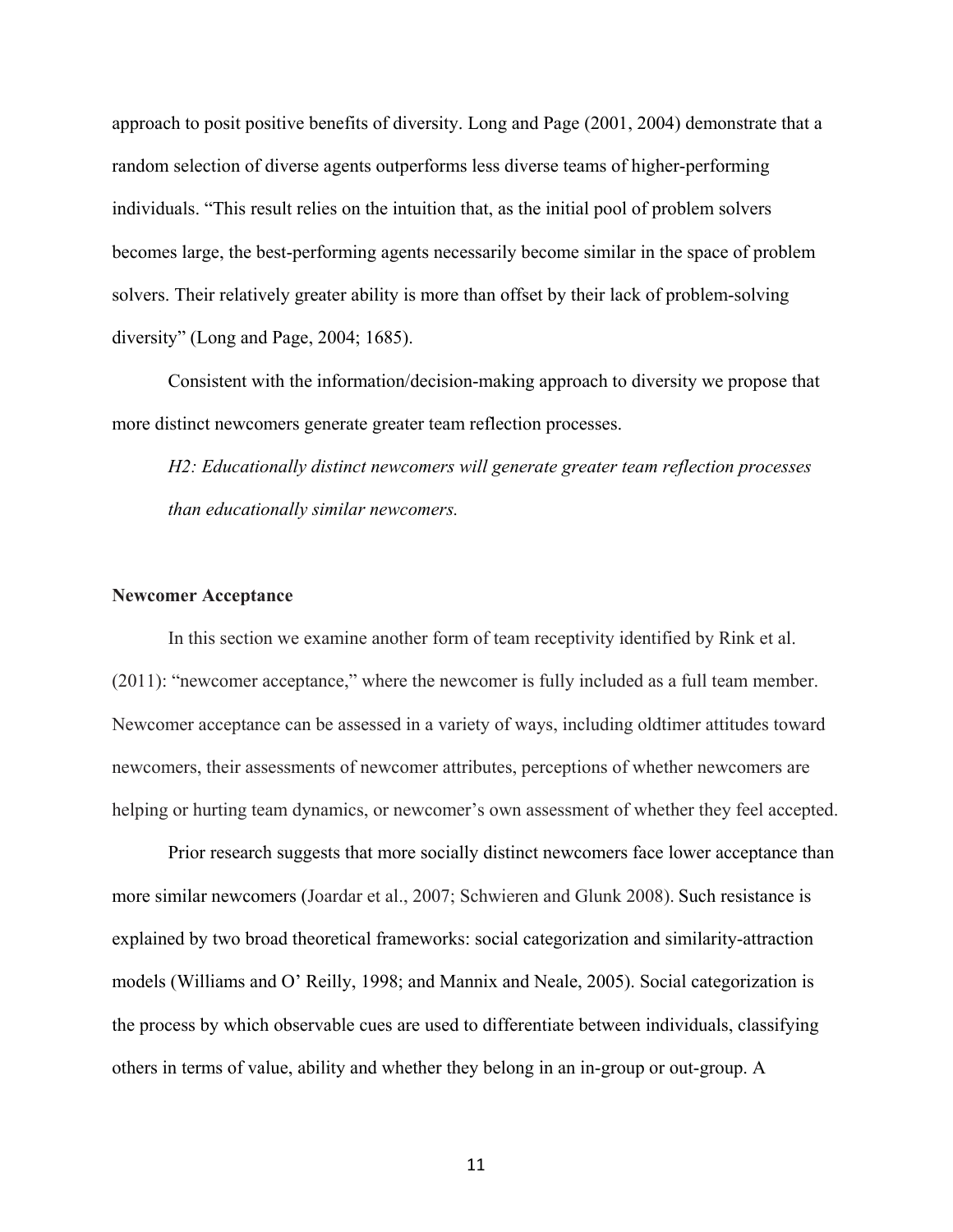approach to posit positive benefits of diversity. Long and Page (2001, 2004) demonstrate that a random selection of diverse agents outperforms less diverse teams of higher-performing individuals. "This result relies on the intuition that, as the initial pool of problem solvers becomes large, the best-performing agents necessarily become similar in the space of problem solvers. Their relatively greater ability is more than offset by their lack of problem-solving diversity" (Long and Page, 2004; 1685).

Consistent with the information/decision-making approach to diversity we propose that more distinct newcomers generate greater team reflection processes.

*H2: Educationally distinct newcomers will generate greater team reflection processes than educationally similar newcomers.*

### Newcomer Acceptance

In this section we examine another form of team receptivity identified by Rink et al. (2011): "newcomer acceptance," where the newcomer is fully included as a full team member. Newcomer acceptance can be assessed in a variety of ways, including oldtimer attitudes toward newcomers, their assessments of newcomer attributes, perceptions of whether newcomers are helping or hurting team dynamics, or newcomer's own assessment of whether they feel accepted.

Prior research suggests that more socially distinct newcomers face lower acceptance than more similar newcomers (Joardar et al., 2007; Schwieren and Glunk 2008). Such resistance is explained by two broad theoretical frameworks: social categorization and similarity-attraction models (Williams and O' Reilly, 1998; and Mannix and Neale, 2005). Social categorization is the process by which observable cues are used to differentiate between individuals, classifying others in terms of value, ability and whether they belong in an in-group or out-group. A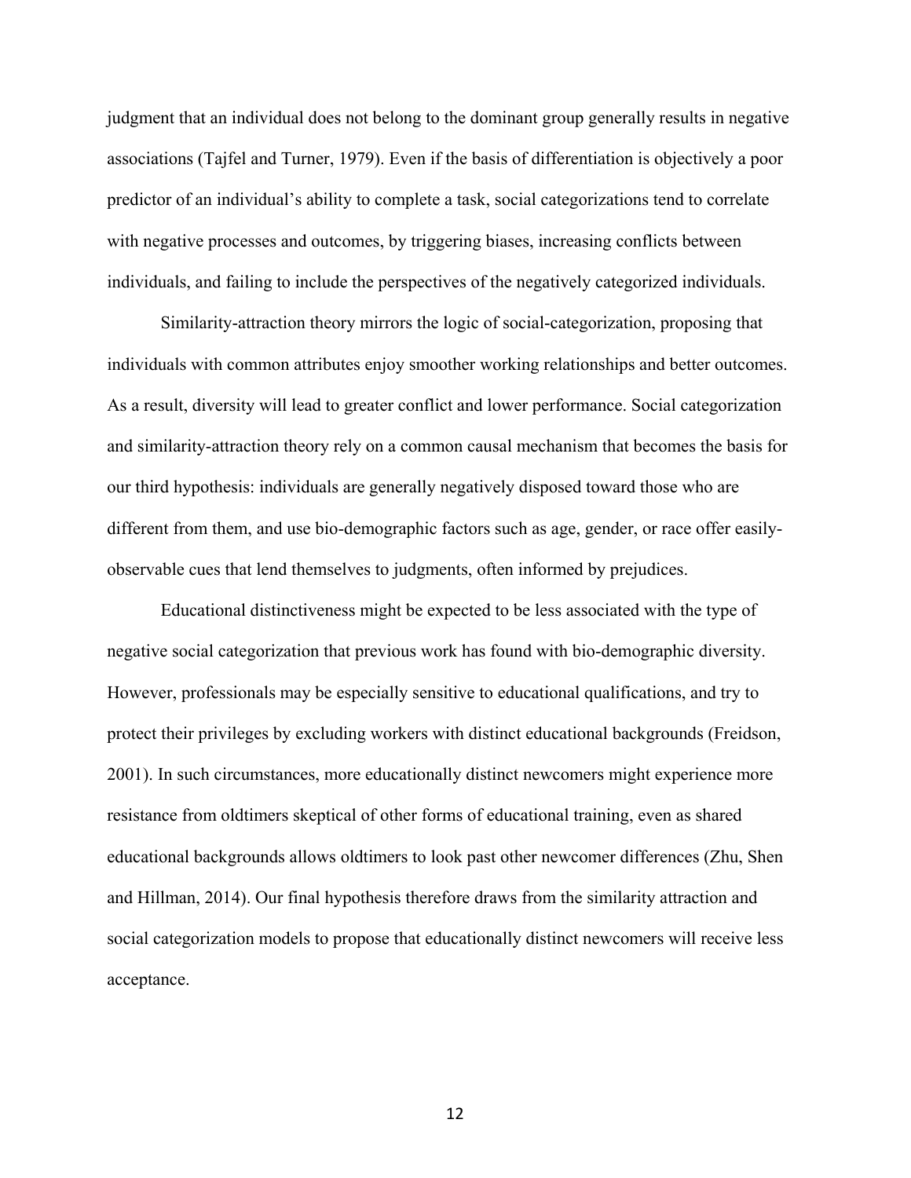judgment that an individual does not belong to the dominant group generally results in negative associations (Tajfel and Turner, 1979). Even if the basis of differentiation is objectively a poor predictor of an individual's ability to complete a task, social categorizations tend to correlate with negative processes and outcomes, by triggering biases, increasing conflicts between individuals, and failing to include the perspectives of the negatively categorized individuals.

Similarity-attraction theory mirrors the logic of social-categorization, proposing that individuals with common attributes enjoy smoother working relationships and better outcomes. As a result, diversity will lead to greater conflict and lower performance. Social categorization and similarity-attraction theory rely on a common causal mechanism that becomes the basis for our third hypothesis: individuals are generally negatively disposed toward those who are different from them, and use bio-demographic factors such as age, gender, or race offer easily-observable cues that lend themselves to judgments, often informed by prejudices.

Educational distinctiveness might be expected to be less associated with the type of negative social categorization that previous work has found with bio-demographic diversity. However, professionals may be especially sensitive to educational qualifications, and try to protect their privileges by excluding workers with distinct educational backgrounds (Freidson, 2001). In such circumstances, more educationally distinct newcomers might experience more resistance from oldtimers skeptical of other forms of educational training, even as shared educational backgrounds allows oldtimers to look past other newcomer differences (Zhu, Shen and Hillman, 2014). Our final hypothesis therefore draws from the similarity attraction and social categorization models to propose that educationally distinct newcomers will receive less acceptance.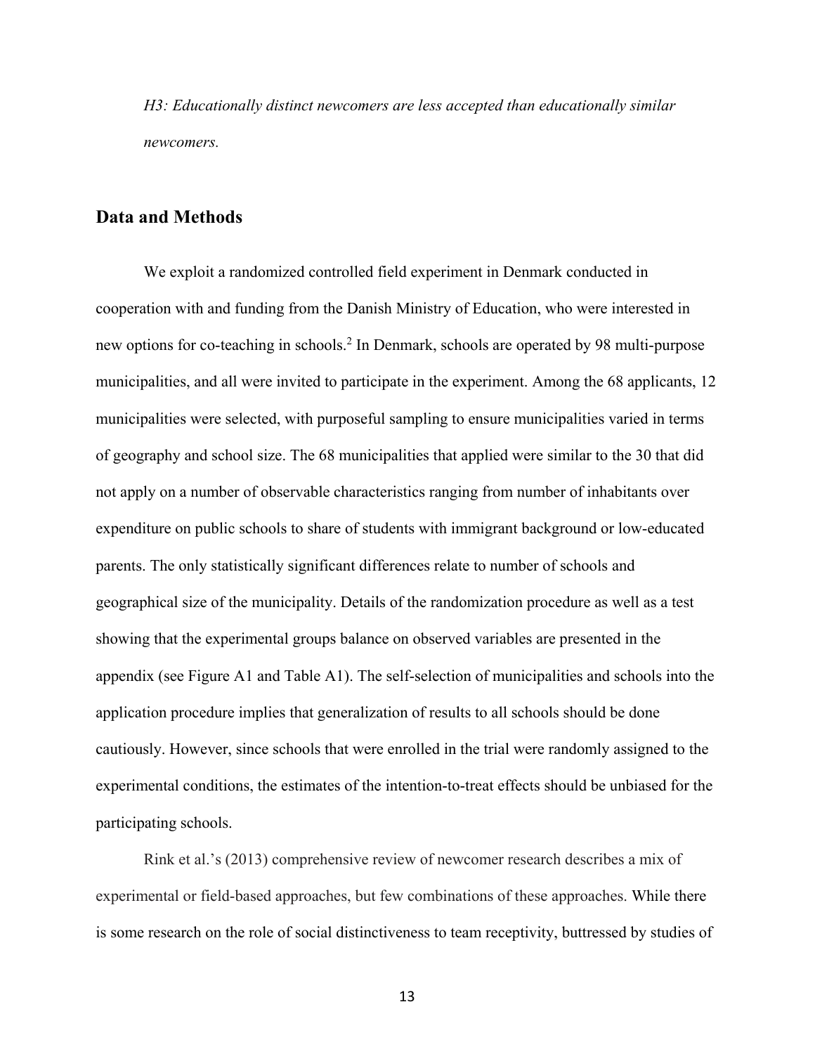*H3: Educationally distinct newcomers are less accepted than educationally similar newcomers.*

## Data and Methods

We exploit a randomized controlled field experiment in Denmark conducted in cooperation with and funding from the Danish Ministry of Education, who were interested in new options for co-teaching in schools.[2] In Denmark, schools are operated by 98 multi-purpose municipalities, and all were invited to participate in the experiment. Among the 68 applicants, 12 municipalities were selected, with purposeful sampling to ensure municipalities varied in terms of geography and school size. The 68 municipalities that applied were similar to the 30 that did not apply on a number of observable characteristics ranging from number of inhabitants over expenditure on public schools to share of students with immigrant background or low-educated parents. The only statistically significant differences relate to number of schools and geographical size of the municipality. Details of the randomization procedure as well as a test showing that the experimental groups balance on observed variables are presented in the appendix (see Figure A1 and Table A1). The self-selection of municipalities and schools into the application procedure implies that generalization of results to all schools should be done cautiously. However, since schools that were enrolled in the trial were randomly assigned to the experimental conditions, the estimates of the intention-to-treat effects should be unbiased for the participating schools.

Rink et al.'s (2013) comprehensive review of newcomer research describes a mix of experimental or field-based approaches, but few combinations of these approaches. While there is some research on the role of social distinctiveness to team receptivity, buttressed by studies of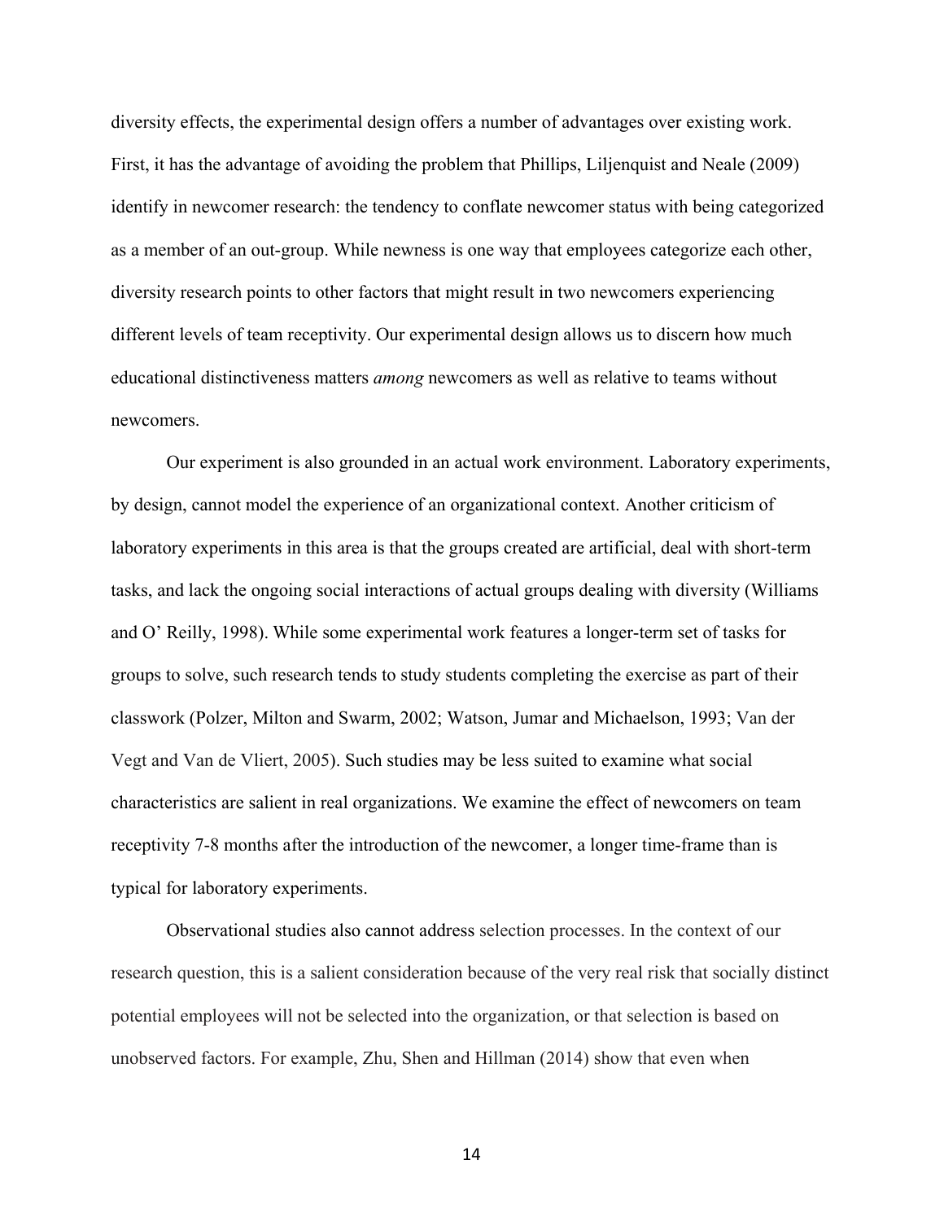diversity effects, the experimental design offers a number of advantages over existing work. First, it has the advantage of avoiding the problem that Phillips, Liljenquist and Neale (2009) identify in newcomer research: the tendency to conflate newcomer status with being categorized as a member of an out-group. While newness is one way that employees categorize each other, diversity research points to other factors that might result in two newcomers experiencing different levels of team receptivity. Our experimental design allows us to discern how much educational distinctiveness matters *among* newcomers as well as relative to teams without newcomers.

Our experiment is also grounded in an actual work environment. Laboratory experiments, by design, cannot model the experience of an organizational context. Another criticism of laboratory experiments in this area is that the groups created are artificial, deal with short-term tasks, and lack the ongoing social interactions of actual groups dealing with diversity (Williams and O' Reilly, 1998). While some experimental work features a longer-term set of tasks for groups to solve, such research tends to study students completing the exercise as part of their classwork (Polzer, Milton and Swarm, 2002; Watson, Jumar and Michaelson, 1993; Van der Vegt and Van de Vliert, 2005). Such studies may be less suited to examine what social characteristics are salient in real organizations. We examine the effect of newcomers on team receptivity 7-8 months after the introduction of the newcomer, a longer time-frame than is typical for laboratory experiments.

Observational studies also cannot address selection processes. In the context of our research question, this is a salient consideration because of the very real risk that socially distinct potential employees will not be selected into the organization, or that selection is based on unobserved factors. For example, Zhu, Shen and Hillman (2014) show that even when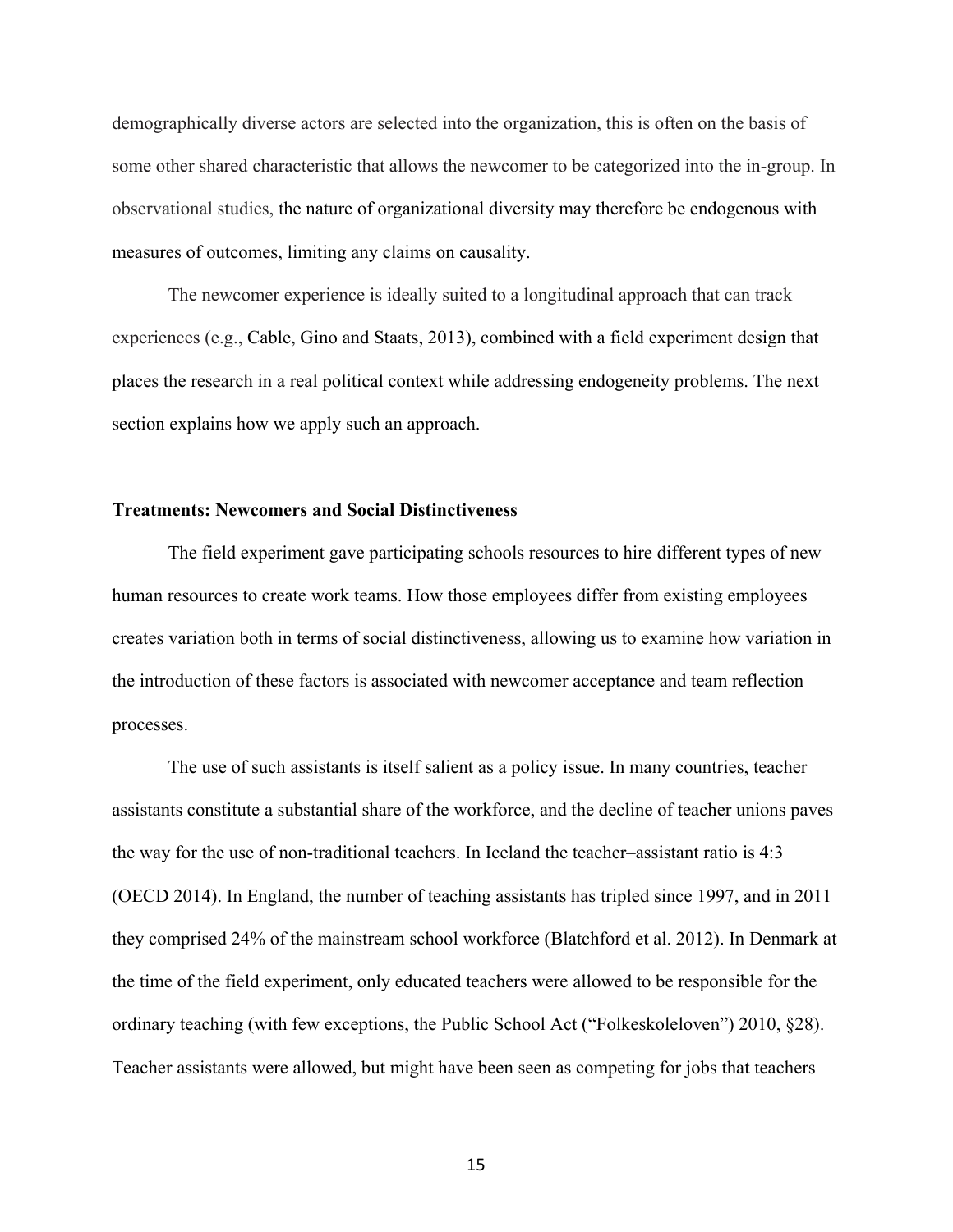demographically diverse actors are selected into the organization, this is often on the basis of some other shared characteristic that allows the newcomer to be categorized into the in-group. In observational studies, the nature of organizational diversity may therefore be endogenous with measures of outcomes, limiting any claims on causality.

The newcomer experience is ideally suited to a longitudinal approach that can track experiences (e.g., Cable, Gino and Staats, 2013), combined with a field experiment design that places the research in a real political context while addressing endogeneity problems. The next section explains how we apply such an approach.

**Treatments: Newcomers and Social Distinctiveness**

The field experiment gave participating schools resources to hire different types of new human resources to create work teams. How those employees differ from existing employees creates variation both in terms of social distinctiveness, allowing us to examine how variation in the introduction of these factors is associated with newcomer acceptance and team reflection processes.

The use of such assistants is itself salient as a policy issue. In many countries, teacher assistants constitute a substantial share of the workforce, and the decline of teacher unions paves the way for the use of non-traditional teachers. In Iceland the teacher–assistant ratio is 4:3 (OECD 2014). In England, the number of teaching assistants has tripled since 1997, and in 2011 they comprised 24% of the mainstream school workforce (Blatchford et al. 2012). In Denmark at the time of the field experiment, only educated teachers were allowed to be responsible for the ordinary teaching (with few exceptions, the Public School Act ("Folkeskoleloven") 2010, §28). Teacher assistants were allowed, but might have been seen as competing for jobs that teachers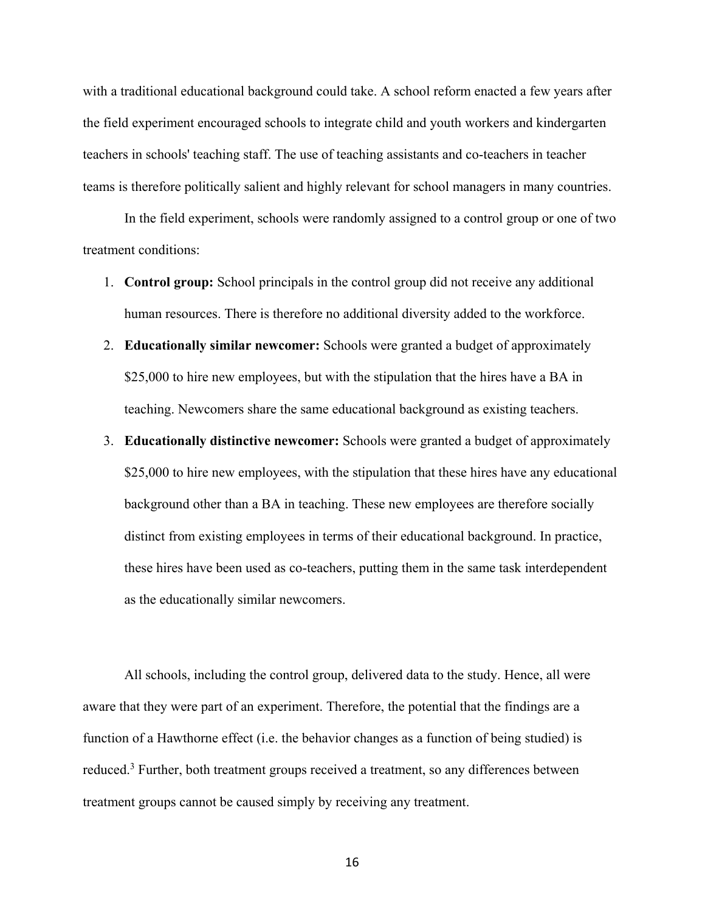with a traditional educational background could take. A school reform enacted a few years after the field experiment encouraged schools to integrate child and youth workers and kindergarten teachers in schools' teaching staff. The use of teaching assistants and co-teachers in teacher teams is therefore politically salient and highly relevant for school managers in many countries.

In the field experiment, schools were randomly assigned to a control group or one of two treatment conditions:

1. **Control group:** School principals in the control group did not receive any additional human resources. There is therefore no additional diversity added to the workforce.
2. **Educationally similar newcomer:** Schools were granted a budget of approximately $25,000 to hire new employees, but with the stipulation that the hires have a BA in teaching. Newcomers share the same educational background as existing teachers.
3. **Educationally distinctive newcomer:** Schools were granted a budget of approximately $25,000 to hire new employees, with the stipulation that these hires have any educational background other than a BA in teaching. These new employees are therefore socially distinct from existing employees in terms of their educational background. In practice, these hires have been used as co-teachers, putting them in the same task interdependent as the educationally similar newcomers.

All schools, including the control group, delivered data to the study. Hence, all were aware that they were part of an experiment. Therefore, the potential that the findings are a function of a Hawthorne effect (i.e. the behavior changes as a function of being studied) is reduced.[3] Further, both treatment groups received a treatment, so any differences between treatment groups cannot be caused simply by receiving any treatment.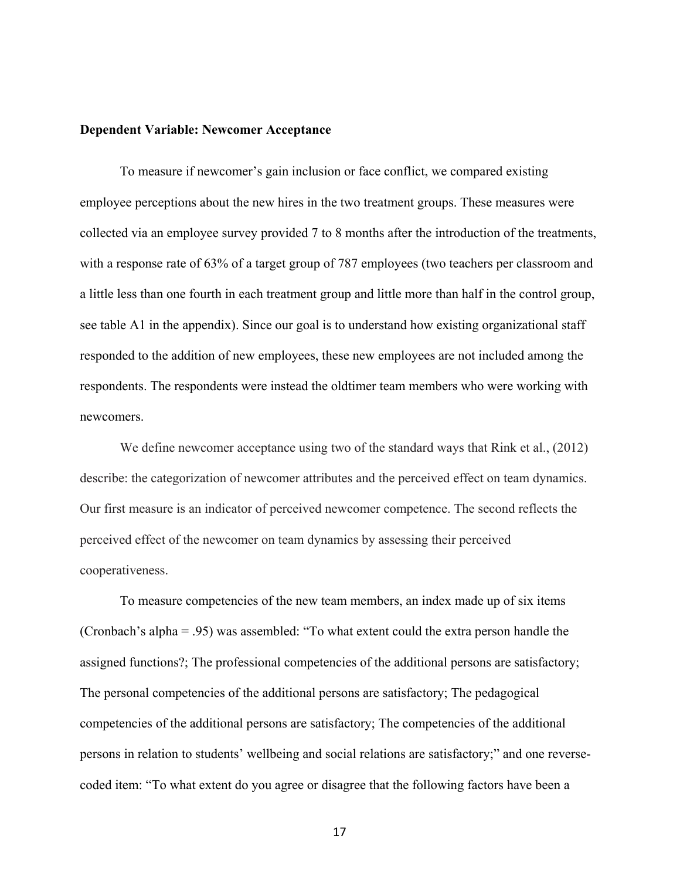**Dependent Variable: Newcomer Acceptance**

To measure if newcomer's gain inclusion or face conflict, we compared existing employee perceptions about the new hires in the two treatment groups. These measures were collected via an employee survey provided 7 to 8 months after the introduction of the treatments, with a response rate of 63% of a target group of 787 employees (two teachers per classroom and a little less than one fourth in each treatment group and little more than half in the control group, see table A1 in the appendix). Since our goal is to understand how existing organizational staff responded to the addition of new employees, these new employees are not included among the respondents. The respondents were instead the oldtimer team members who were working with newcomers.

We define newcomer acceptance using two of the standard ways that Rink et al., (2012) describe: the categorization of newcomer attributes and the perceived effect on team dynamics. Our first measure is an indicator of perceived newcomer competence. The second reflects the perceived effect of the newcomer on team dynamics by assessing their perceived cooperativeness.

To measure competencies of the new team members, an index made up of six items (Cronbach's alpha = .95) was assembled: "To what extent could the extra person handle the assigned functions?; The professional competencies of the additional persons are satisfactory; The personal competencies of the additional persons are satisfactory; The pedagogical competencies of the additional persons are satisfactory; The competencies of the additional persons in relation to students' wellbeing and social relations are satisfactory;" and one reverse-coded item: "To what extent do you agree or disagree that the following factors have been a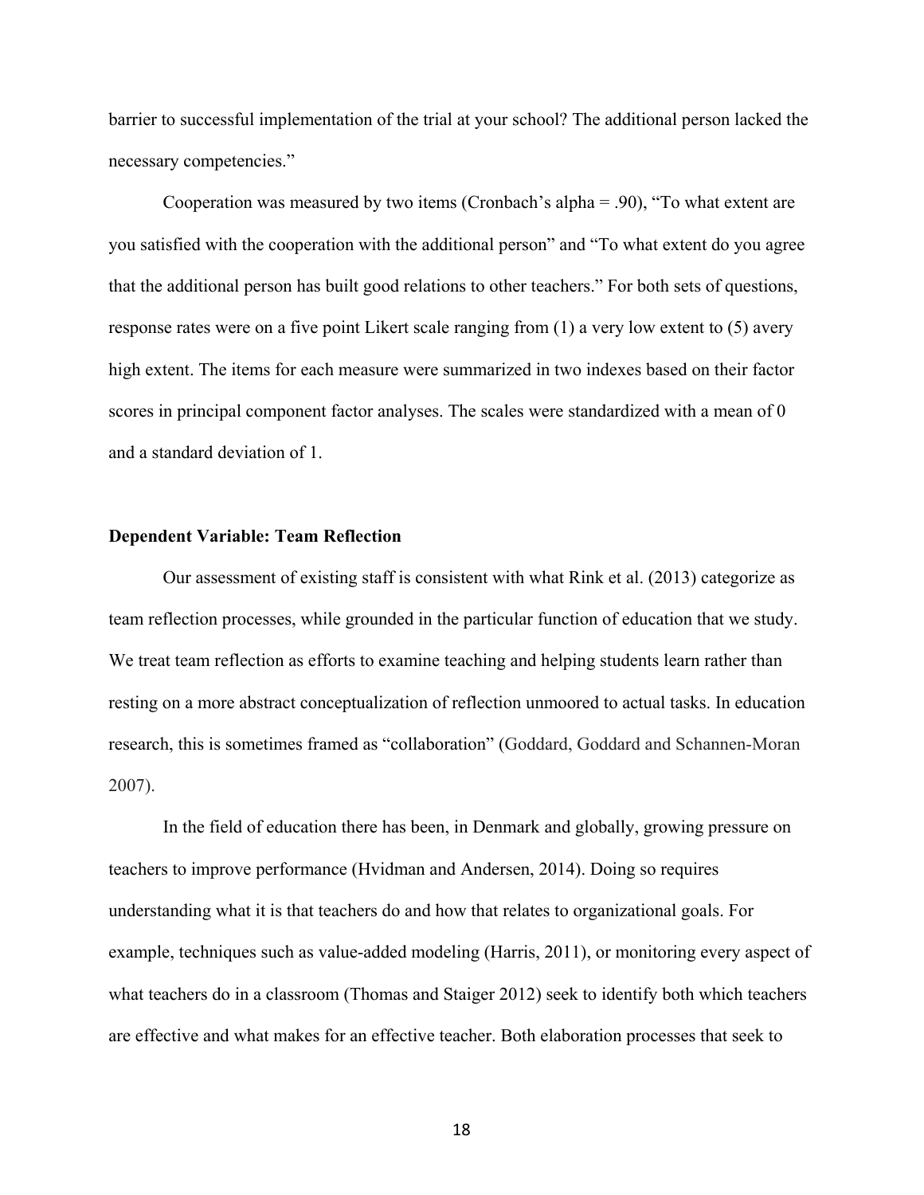barrier to successful implementation of the trial at your school? The additional person lacked the necessary competencies."

Cooperation was measured by two items (Cronbach's alpha = .90), "To what extent are you satisfied with the cooperation with the additional person" and "To what extent do you agree that the additional person has built good relations to other teachers." For both sets of questions, response rates were on a five point Likert scale ranging from (1) a very low extent to (5) avery high extent. The items for each measure were summarized in two indexes based on their factor scores in principal component factor analyses. The scales were standardized with a mean of 0 and a standard deviation of 1.

### Dependent Variable: Team Reflection

Our assessment of existing staff is consistent with what Rink et al. (2013) categorize as team reflection processes, while grounded in the particular function of education that we study. We treat team reflection as efforts to examine teaching and helping students learn rather than resting on a more abstract conceptualization of reflection unmoored to actual tasks. In education research, this is sometimes framed as "collaboration" (Goddard, Goddard and Schannen-Moran 2007).

In the field of education there has been, in Denmark and globally, growing pressure on teachers to improve performance (Hvidman and Andersen, 2014). Doing so requires understanding what it is that teachers do and how that relates to organizational goals. For example, techniques such as value-added modeling (Harris, 2011), or monitoring every aspect of what teachers do in a classroom (Thomas and Staiger 2012) seek to identify both which teachers are effective and what makes for an effective teacher. Both elaboration processes that seek to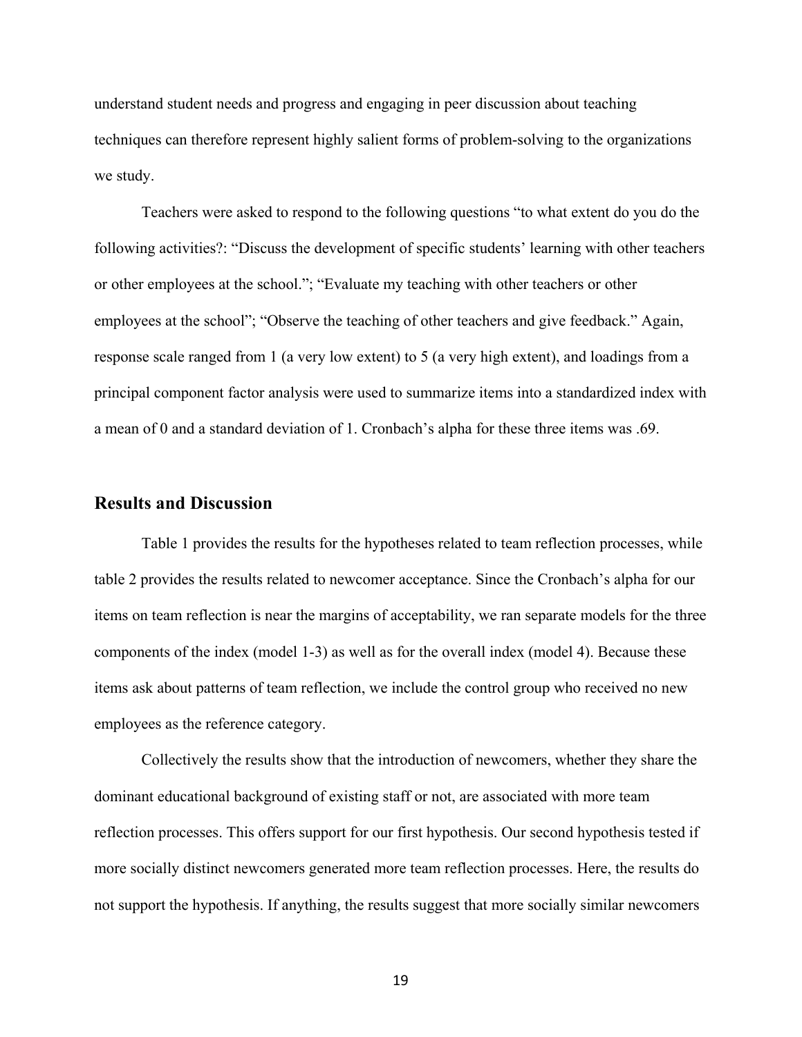understand student needs and progress and engaging in peer discussion about teaching techniques can therefore represent highly salient forms of problem-solving to the organizations we study.

Teachers were asked to respond to the following questions "to what extent do you do the following activities?: "Discuss the development of specific students' learning with other teachers or other employees at the school."; "Evaluate my teaching with other teachers or other employees at the school"; "Observe the teaching of other teachers and give feedback." Again, response scale ranged from 1 (a very low extent) to 5 (a very high extent), and loadings from a principal component factor analysis were used to summarize items into a standardized index with a mean of 0 and a standard deviation of 1. Cronbach's alpha for these three items was .69.

## Results and Discussion

Table 1 provides the results for the hypotheses related to team reflection processes, while table 2 provides the results related to newcomer acceptance. Since the Cronbach's alpha for our items on team reflection is near the margins of acceptability, we ran separate models for the three components of the index (model 1-3) as well as for the overall index (model 4). Because these items ask about patterns of team reflection, we include the control group who received no new employees as the reference category.

Collectively the results show that the introduction of newcomers, whether they share the dominant educational background of existing staff or not, are associated with more team reflection processes. This offers support for our first hypothesis. Our second hypothesis tested if more socially distinct newcomers generated more team reflection processes. Here, the results do not support the hypothesis. If anything, the results suggest that more socially similar newcomers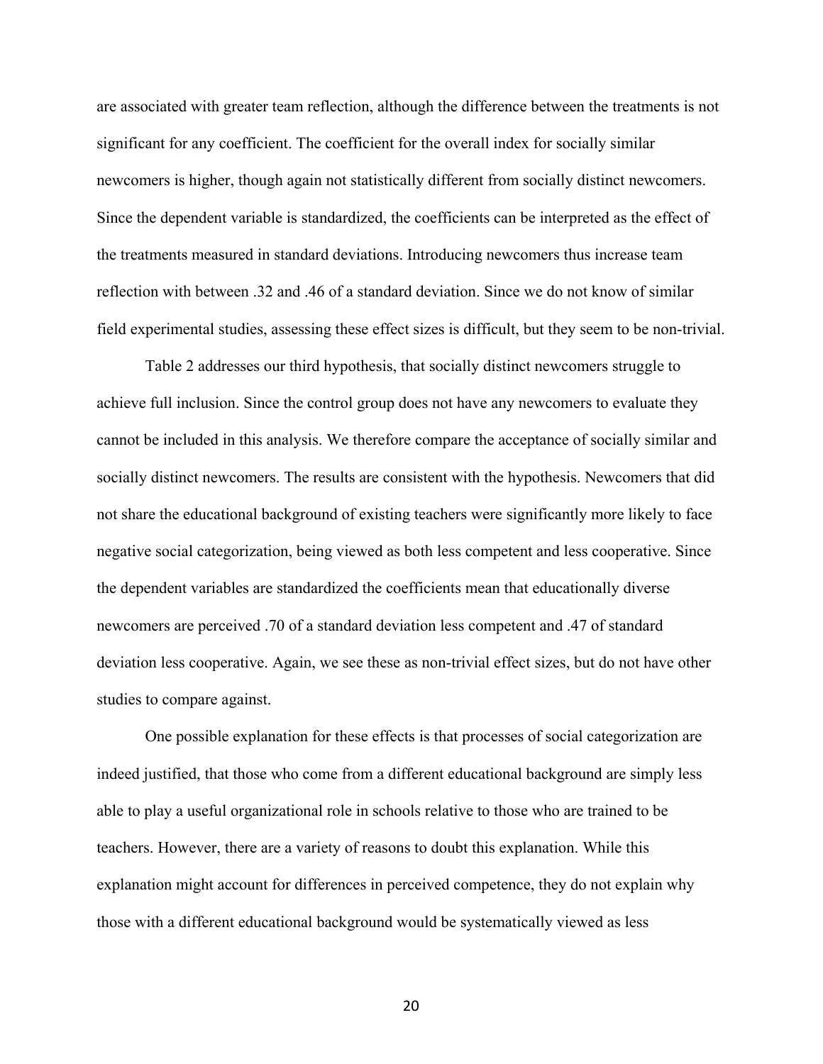are associated with greater team reflection, although the difference between the treatments is not significant for any coefficient. The coefficient for the overall index for socially similar newcomers is higher, though again not statistically different from socially distinct newcomers. Since the dependent variable is standardized, the coefficients can be interpreted as the effect of the treatments measured in standard deviations. Introducing newcomers thus increase team reflection with between .32 and .46 of a standard deviation. Since we do not know of similar field experimental studies, assessing these effect sizes is difficult, but they seem to be non-trivial.

Table 2 addresses our third hypothesis, that socially distinct newcomers struggle to achieve full inclusion. Since the control group does not have any newcomers to evaluate they cannot be included in this analysis. We therefore compare the acceptance of socially similar and socially distinct newcomers. The results are consistent with the hypothesis. Newcomers that did not share the educational background of existing teachers were significantly more likely to face negative social categorization, being viewed as both less competent and less cooperative. Since the dependent variables are standardized the coefficients mean that educationally diverse newcomers are perceived .70 of a standard deviation less competent and .47 of standard deviation less cooperative. Again, we see these as non-trivial effect sizes, but do not have other studies to compare against.

One possible explanation for these effects is that processes of social categorization are indeed justified, that those who come from a different educational background are simply less able to play a useful organizational role in schools relative to those who are trained to be teachers. However, there are a variety of reasons to doubt this explanation. While this explanation might account for differences in perceived competence, they do not explain why those with a different educational background would be systematically viewed as less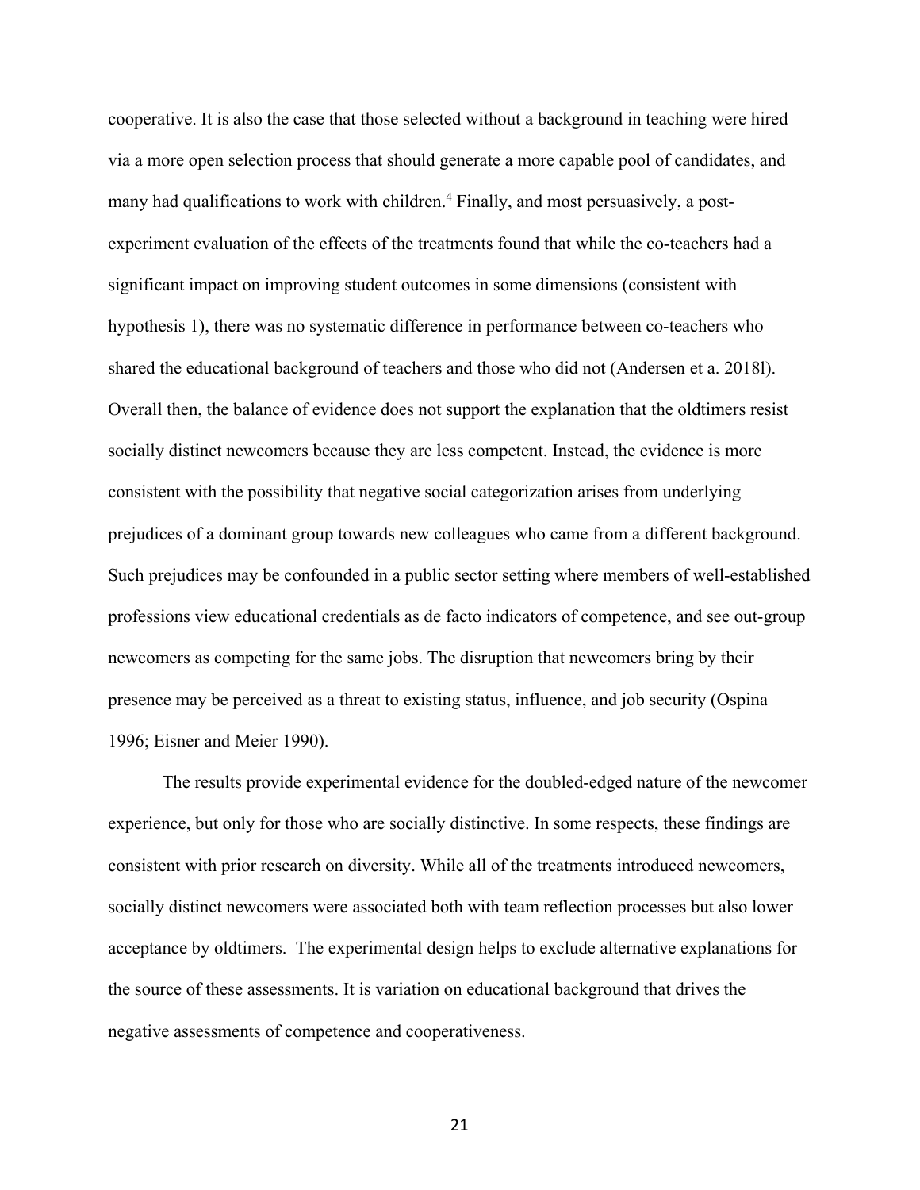cooperative. It is also the case that those selected without a background in teaching were hired via a more open selection process that should generate a more capable pool of candidates, and many had qualifications to work with children.[4] Finally, and most persuasively, a post-experiment evaluation of the effects of the treatments found that while the co-teachers had a significant impact on improving student outcomes in some dimensions (consistent with hypothesis 1), there was no systematic difference in performance between co-teachers who shared the educational background of teachers and those who did not (Andersen et a. 2018l). Overall then, the balance of evidence does not support the explanation that the oldtimers resist socially distinct newcomers because they are less competent. Instead, the evidence is more consistent with the possibility that negative social categorization arises from underlying prejudices of a dominant group towards new colleagues who came from a different background. Such prejudices may be confounded in a public sector setting where members of well-established professions view educational credentials as de facto indicators of competence, and see out-group newcomers as competing for the same jobs. The disruption that newcomers bring by their presence may be perceived as a threat to existing status, influence, and job security (Ospina 1996; Eisner and Meier 1990).

The results provide experimental evidence for the doubled-edged nature of the newcomer experience, but only for those who are socially distinctive. In some respects, these findings are consistent with prior research on diversity. While all of the treatments introduced newcomers, socially distinct newcomers were associated both with team reflection processes but also lower acceptance by oldtimers. The experimental design helps to exclude alternative explanations for the source of these assessments. It is variation on educational background that drives the negative assessments of competence and cooperativeness.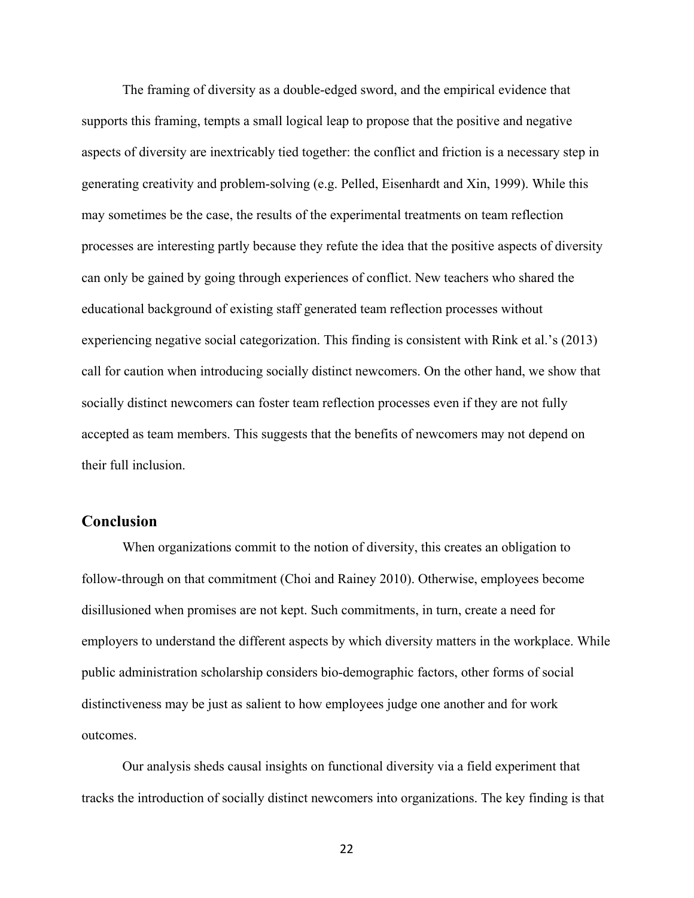The framing of diversity as a double-edged sword, and the empirical evidence that supports this framing, tempts a small logical leap to propose that the positive and negative aspects of diversity are inextricably tied together: the conflict and friction is a necessary step in generating creativity and problem-solving (e.g. Pelled, Eisenhardt and Xin, 1999). While this may sometimes be the case, the results of the experimental treatments on team reflection processes are interesting partly because they refute the idea that the positive aspects of diversity can only be gained by going through experiences of conflict. New teachers who shared the educational background of existing staff generated team reflection processes without experiencing negative social categorization. This finding is consistent with Rink et al.'s (2013) call for caution when introducing socially distinct newcomers. On the other hand, we show that socially distinct newcomers can foster team reflection processes even if they are not fully accepted as team members. This suggests that the benefits of newcomers may not depend on their full inclusion.

## Conclusion

When organizations commit to the notion of diversity, this creates an obligation to follow-through on that commitment (Choi and Rainey 2010). Otherwise, employees become disillusioned when promises are not kept. Such commitments, in turn, create a need for employers to understand the different aspects by which diversity matters in the workplace. While public administration scholarship considers bio-demographic factors, other forms of social distinctiveness may be just as salient to how employees judge one another and for work outcomes.

Our analysis sheds causal insights on functional diversity via a field experiment that tracks the introduction of socially distinct newcomers into organizations. The key finding is that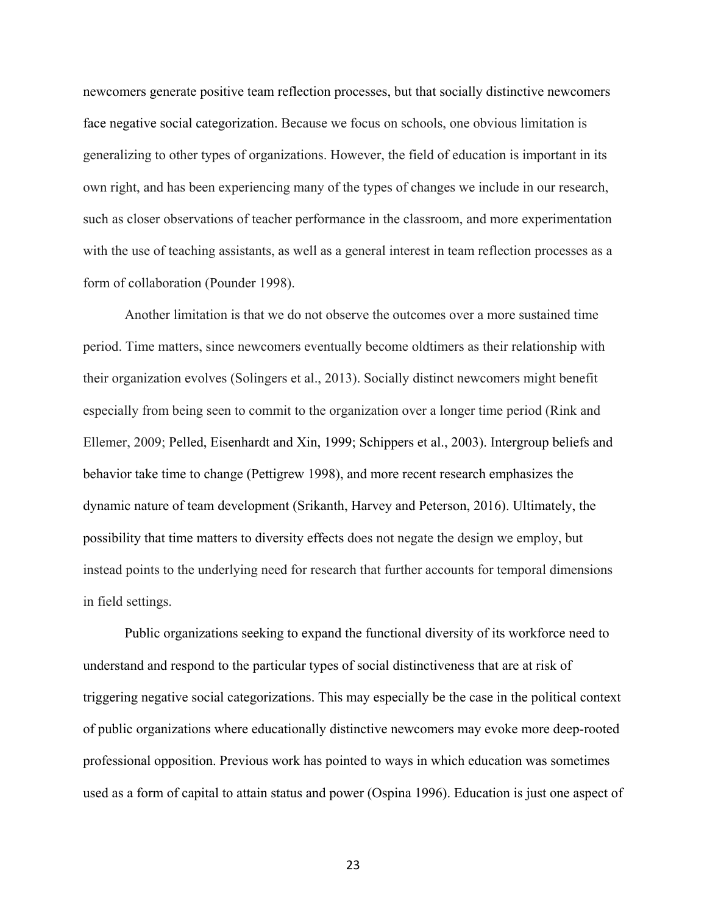newcomers generate positive team reflection processes, but that socially distinctive newcomers face negative social categorization. Because we focus on schools, one obvious limitation is generalizing to other types of organizations. However, the field of education is important in its own right, and has been experiencing many of the types of changes we include in our research, such as closer observations of teacher performance in the classroom, and more experimentation with the use of teaching assistants, as well as a general interest in team reflection processes as a form of collaboration (Pounder 1998).

Another limitation is that we do not observe the outcomes over a more sustained time period. Time matters, since newcomers eventually become oldtimers as their relationship with their organization evolves (Solingers et al., 2013). Socially distinct newcomers might benefit especially from being seen to commit to the organization over a longer time period (Rink and Ellemer, 2009; Pelled, Eisenhardt and Xin, 1999; Schippers et al., 2003). Intergroup beliefs and behavior take time to change (Pettigrew 1998), and more recent research emphasizes the dynamic nature of team development (Srikanth, Harvey and Peterson, 2016). Ultimately, the possibility that time matters to diversity effects does not negate the design we employ, but instead points to the underlying need for research that further accounts for temporal dimensions in field settings.

Public organizations seeking to expand the functional diversity of its workforce need to understand and respond to the particular types of social distinctiveness that are at risk of triggering negative social categorizations. This may especially be the case in the political context of public organizations where educationally distinctive newcomers may evoke more deep-rooted professional opposition. Previous work has pointed to ways in which education was sometimes used as a form of capital to attain status and power (Ospina 1996). Education is just one aspect of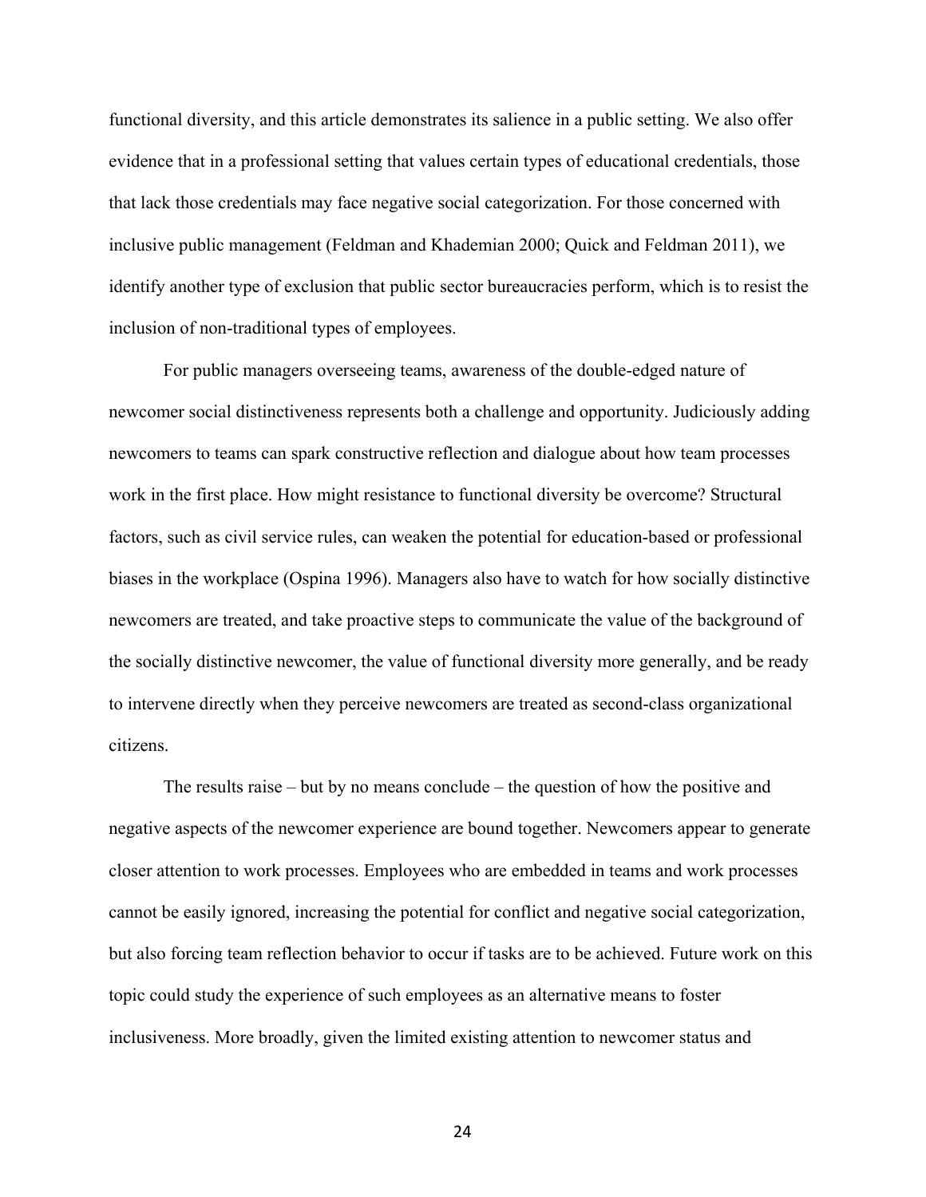functional diversity, and this article demonstrates its salience in a public setting. We also offer evidence that in a professional setting that values certain types of educational credentials, those that lack those credentials may face negative social categorization. For those concerned with inclusive public management (Feldman and Khademian 2000; Quick and Feldman 2011), we identify another type of exclusion that public sector bureaucracies perform, which is to resist the inclusion of non-traditional types of employees.

For public managers overseeing teams, awareness of the double-edged nature of newcomer social distinctiveness represents both a challenge and opportunity. Judiciously adding newcomers to teams can spark constructive reflection and dialogue about how team processes work in the first place. How might resistance to functional diversity be overcome? Structural factors, such as civil service rules, can weaken the potential for education-based or professional biases in the workplace (Ospina 1996). Managers also have to watch for how socially distinctive newcomers are treated, and take proactive steps to communicate the value of the background of the socially distinctive newcomer, the value of functional diversity more generally, and be ready to intervene directly when they perceive newcomers are treated as second-class organizational citizens.

The results raise – but by no means conclude – the question of how the positive and negative aspects of the newcomer experience are bound together. Newcomers appear to generate closer attention to work processes. Employees who are embedded in teams and work processes cannot be easily ignored, increasing the potential for conflict and negative social categorization, but also forcing team reflection behavior to occur if tasks are to be achieved. Future work on this topic could study the experience of such employees as an alternative means to foster inclusiveness. More broadly, given the limited existing attention to newcomer status and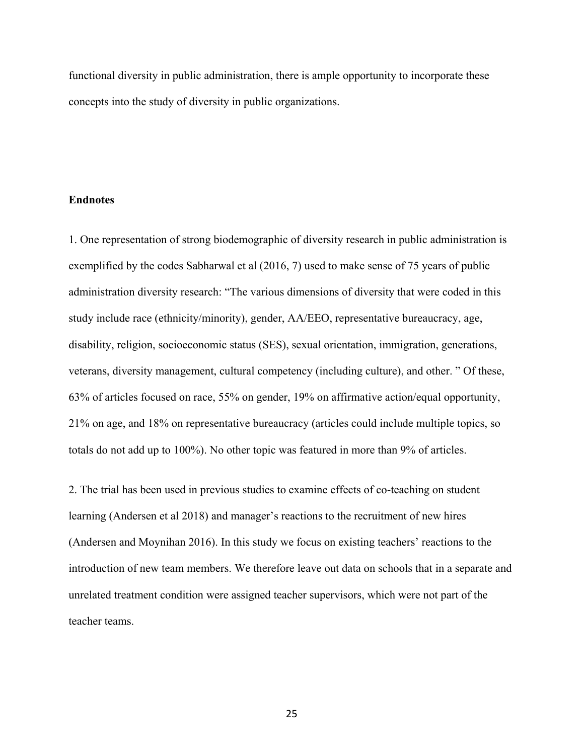functional diversity in public administration, there is ample opportunity to incorporate these concepts into the study of diversity in public organizations.

**Endnotes**

1. One representation of strong biodemographic of diversity research in public administration is exemplified by the codes Sabharwal et al (2016, 7) used to make sense of 75 years of public administration diversity research: "The various dimensions of diversity that were coded in this study include race (ethnicity/minority), gender, AA/EEO, representative bureaucracy, age, disability, religion, socioeconomic status (SES), sexual orientation, immigration, generations, veterans, diversity management, cultural competency (including culture), and other. " Of these, 63% of articles focused on race, 55% on gender, 19% on affirmative action/equal opportunity, 21% on age, and 18% on representative bureaucracy (articles could include multiple topics, so totals do not add up to 100%). No other topic was featured in more than 9% of articles.

2. The trial has been used in previous studies to examine effects of co-teaching on student learning (Andersen et al 2018) and manager's reactions to the recruitment of new hires (Andersen and Moynihan 2016). In this study we focus on existing teachers' reactions to the introduction of new team members. We therefore leave out data on schools that in a separate and unrelated treatment condition were assigned teacher supervisors, which were not part of the teacher teams.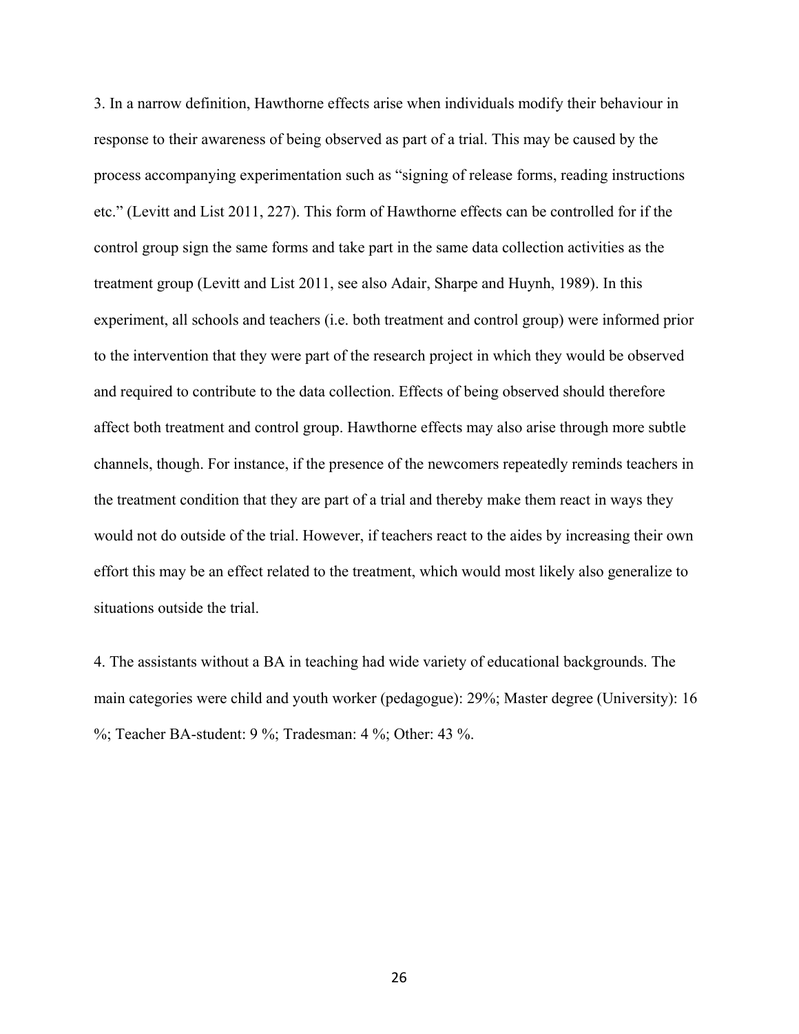3. In a narrow definition, Hawthorne effects arise when individuals modify their behaviour in response to their awareness of being observed as part of a trial. This may be caused by the process accompanying experimentation such as "signing of release forms, reading instructions etc." (Levitt and List 2011, 227). This form of Hawthorne effects can be controlled for if the control group sign the same forms and take part in the same data collection activities as the treatment group (Levitt and List 2011, see also Adair, Sharpe and Huynh, 1989). In this experiment, all schools and teachers (i.e. both treatment and control group) were informed prior to the intervention that they were part of the research project in which they would be observed and required to contribute to the data collection. Effects of being observed should therefore affect both treatment and control group. Hawthorne effects may also arise through more subtle channels, though. For instance, if the presence of the newcomers repeatedly reminds teachers in the treatment condition that they are part of a trial and thereby make them react in ways they would not do outside of the trial. However, if teachers react to the aides by increasing their own effort this may be an effect related to the treatment, which would most likely also generalize to situations outside the trial.

4. The assistants without a BA in teaching had wide variety of educational backgrounds. The main categories were child and youth worker (pedagogue): 29%; Master degree (University): 16 %; Teacher BA-student: 9 %; Tradesman: 4 %; Other: 43 %.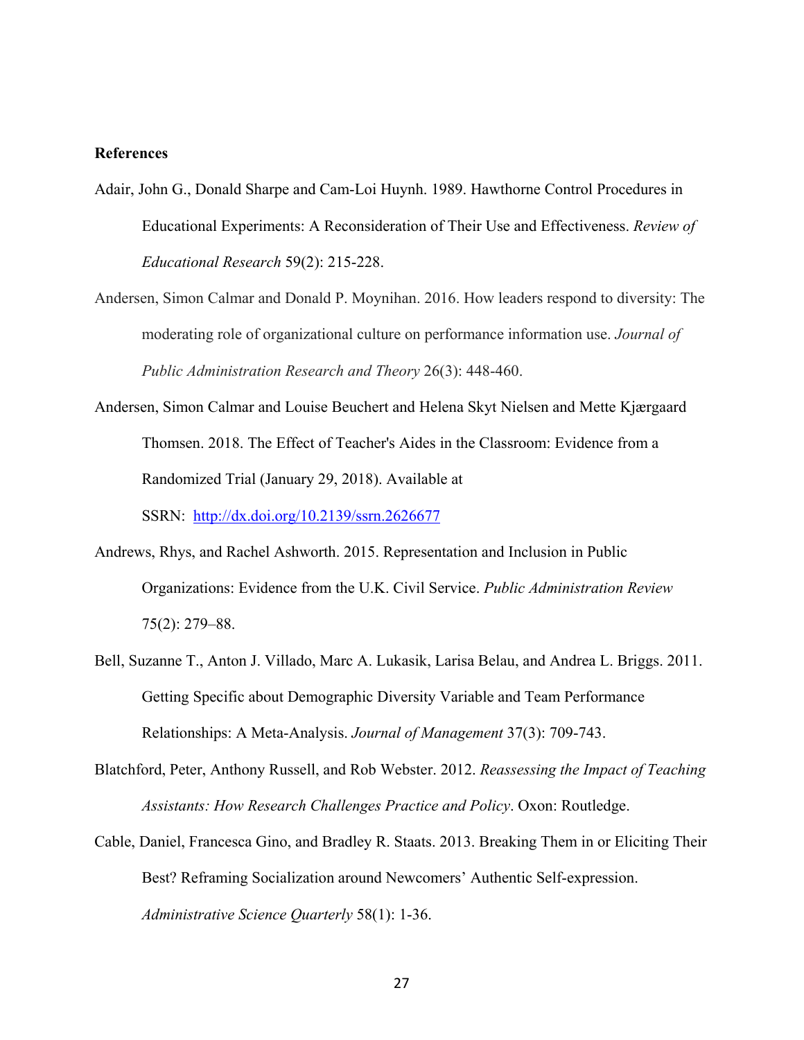**References**

Adair, John G., Donald Sharpe and Cam-Loi Huynh. 1989. Hawthorne Control Procedures in Educational Experiments: A Reconsideration of Their Use and Effectiveness. *Review of Educational Research* 59(2): 215-228.

Andersen, Simon Calmar and Donald P. Moynihan. 2016. How leaders respond to diversity: The moderating role of organizational culture on performance information use. *Journal of Public Administration Research and Theory* 26(3): 448-460.

Andersen, Simon Calmar and Louise Beuchert and Helena Skyt Nielsen and Mette Kjærgaard Thomsen. 2018. The Effect of Teacher's Aides in the Classroom: Evidence from a Randomized Trial (January 29, 2018). Available at SSRN: [http://dx.doi.org/10.2139/ssrn.2626677](http://dx.doi.org/10.2139/ssrn.2626677)

Andrews, Rhys, and Rachel Ashworth. 2015. Representation and Inclusion in Public Organizations: Evidence from the U.K. Civil Service. *Public Administration Review* 75(2): 279–88.

Bell, Suzanne T., Anton J. Villado, Marc A. Lukasik, Larisa Belau, and Andrea L. Briggs. 2011. Getting Specific about Demographic Diversity Variable and Team Performance Relationships: A Meta-Analysis. *Journal of Management* 37(3): 709-743.

Blatchford, Peter, Anthony Russell, and Rob Webster. 2012. *Reassessing the Impact of Teaching Assistants: How Research Challenges Practice and Policy*. Oxon: Routledge.

Cable, Daniel, Francesca Gino, and Bradley R. Staats. 2013. Breaking Them in or Eliciting Their Best? Reframing Socialization around Newcomers' Authentic Self-expression. *Administrative Science Quarterly* 58(1): 1-36.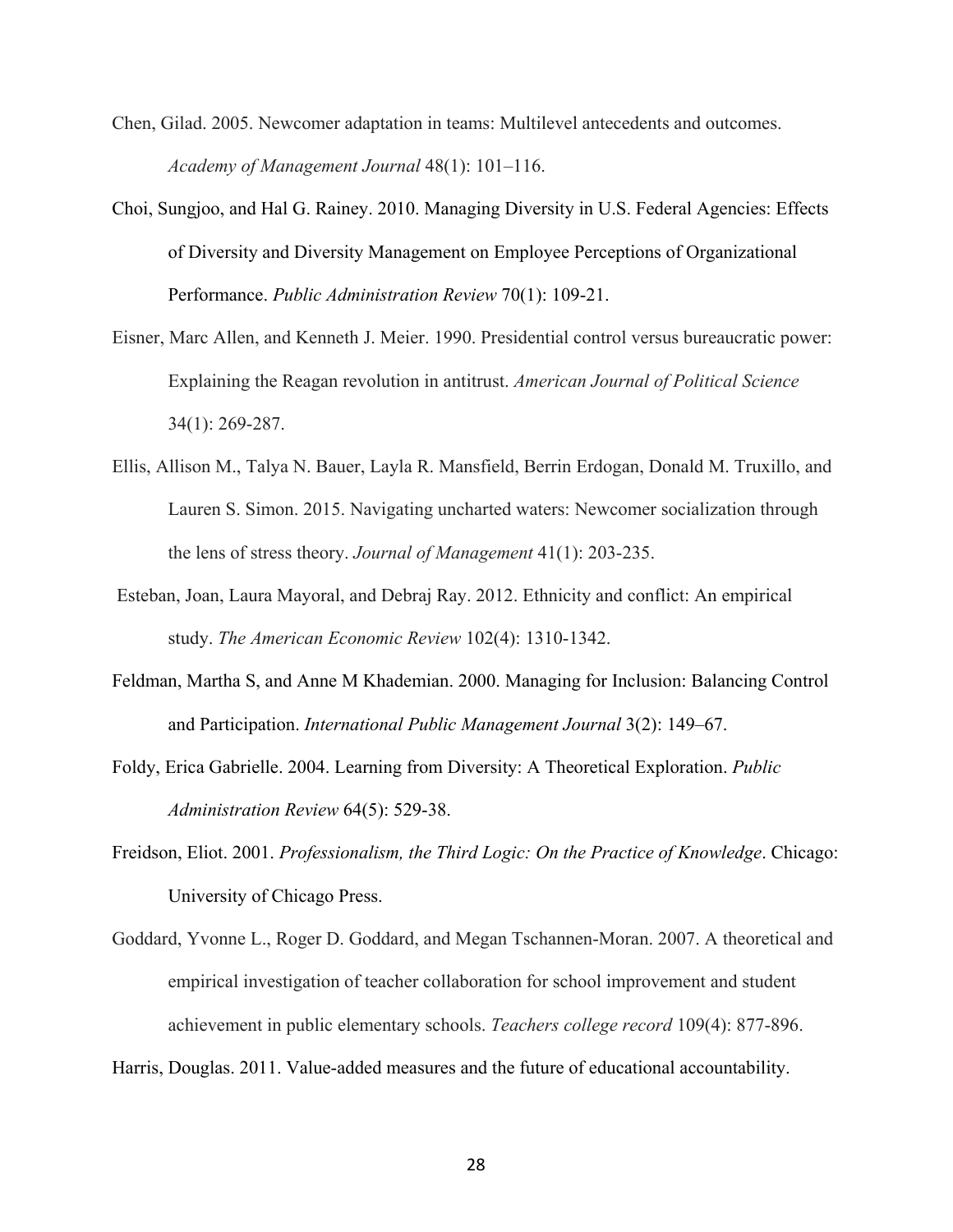Chen, Gilad. 2005. Newcomer adaptation in teams: Multilevel antecedents and outcomes. *Academy of Management Journal* 48(1): 101–116.

Choi, Sungjoo, and Hal G. Rainey. 2010. Managing Diversity in U.S. Federal Agencies: Effects of Diversity and Diversity Management on Employee Perceptions of Organizational Performance. *Public Administration Review* 70(1): 109-21.

Eisner, Marc Allen, and Kenneth J. Meier. 1990. Presidential control versus bureaucratic power: Explaining the Reagan revolution in antitrust. *American Journal of Political Science* 34(1): 269-287.

Ellis, Allison M., Talya N. Bauer, Layla R. Mansfield, Berrin Erdogan, Donald M. Truxillo, and Lauren S. Simon. 2015. Navigating uncharted waters: Newcomer socialization through the lens of stress theory. *Journal of Management* 41(1): 203-235.

Esteban, Joan, Laura Mayoral, and Debraj Ray. 2012. Ethnicity and conflict: An empirical study. *The American Economic Review* 102(4): 1310-1342.

Feldman, Martha S, and Anne M Khademian. 2000. Managing for Inclusion: Balancing Control and Participation. *International Public Management Journal* 3(2): 149–67.

Foldy, Erica Gabrielle. 2004. Learning from Diversity: A Theoretical Exploration. *Public Administration Review* 64(5): 529-38.

Freidson, Eliot. 2001. *Professionalism, the Third Logic: On the Practice of Knowledge*. Chicago: University of Chicago Press.

Goddard, Yvonne L., Roger D. Goddard, and Megan Tschannen-Moran. 2007. A theoretical and empirical investigation of teacher collaboration for school improvement and student achievement in public elementary schools. *Teachers college record* 109(4): 877-896.

Harris, Douglas. 2011. Value-added measures and the future of educational accountability.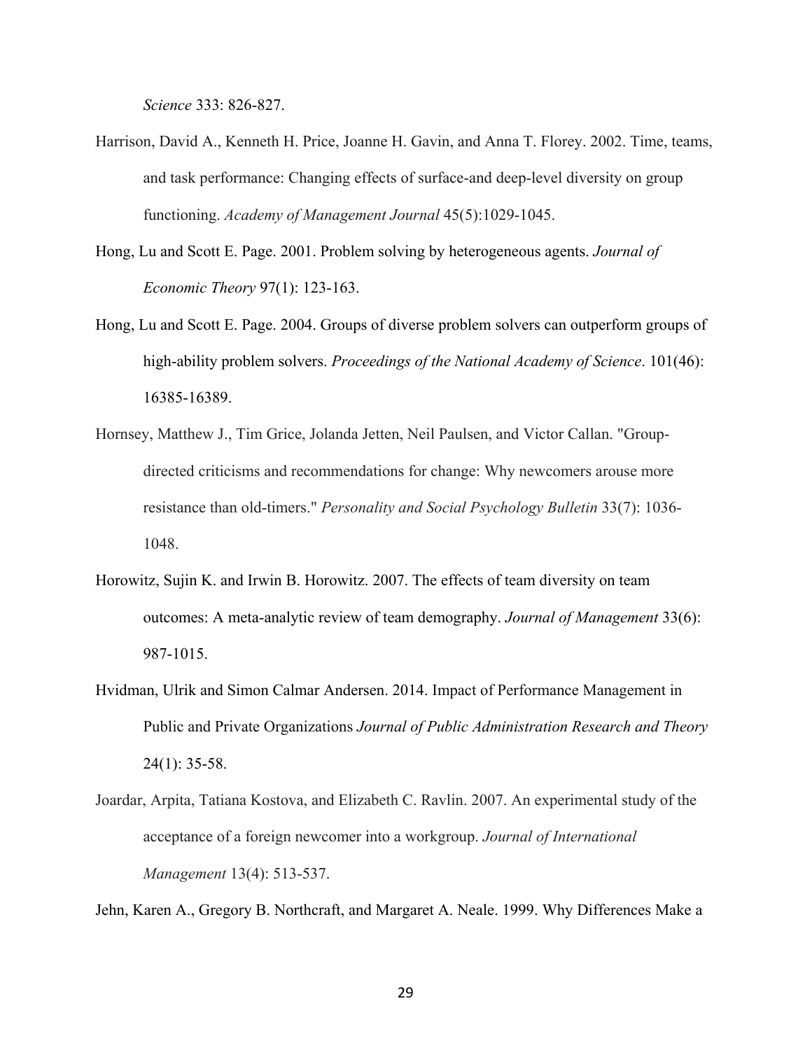*Science* 333: 826-827.

Harrison, David A., Kenneth H. Price, Joanne H. Gavin, and Anna T. Florey. 2002. Time, teams, and task performance: Changing effects of surface-and deep-level diversity on group functioning. *Academy of Management Journal* 45(5):1029-1045.

Hong, Lu and Scott E. Page. 2001. Problem solving by heterogeneous agents. *Journal of Economic Theory* 97(1): 123-163.

Hong, Lu and Scott E. Page. 2004. Groups of diverse problem solvers can outperform groups of high-ability problem solvers. *Proceedings of the National Academy of Science*. 101(46): 16385-16389.

Hornsey, Matthew J., Tim Grice, Jolanda Jetten, Neil Paulsen, and Victor Callan. "Group-directed criticisms and recommendations for change: Why newcomers arouse more resistance than old-timers." *Personality and Social Psychology Bulletin* 33(7): 1036-1048.

Horowitz, Sujin K. and Irwin B. Horowitz. 2007. The effects of team diversity on team outcomes: A meta-analytic review of team demography. *Journal of Management* 33(6): 987-1015.

Hvidman, Ulrik and Simon Calmar Andersen. 2014. Impact of Performance Management in Public and Private Organizations *Journal of Public Administration Research and Theory* 24(1): 35-58.

Joardar, Arpita, Tatiana Kostova, and Elizabeth C. Ravlin. 2007. An experimental study of the acceptance of a foreign newcomer into a workgroup. *Journal of International Management* 13(4): 513-537.

Jehn, Karen A., Gregory B. Northcraft, and Margaret A. Neale. 1999. Why Differences Make a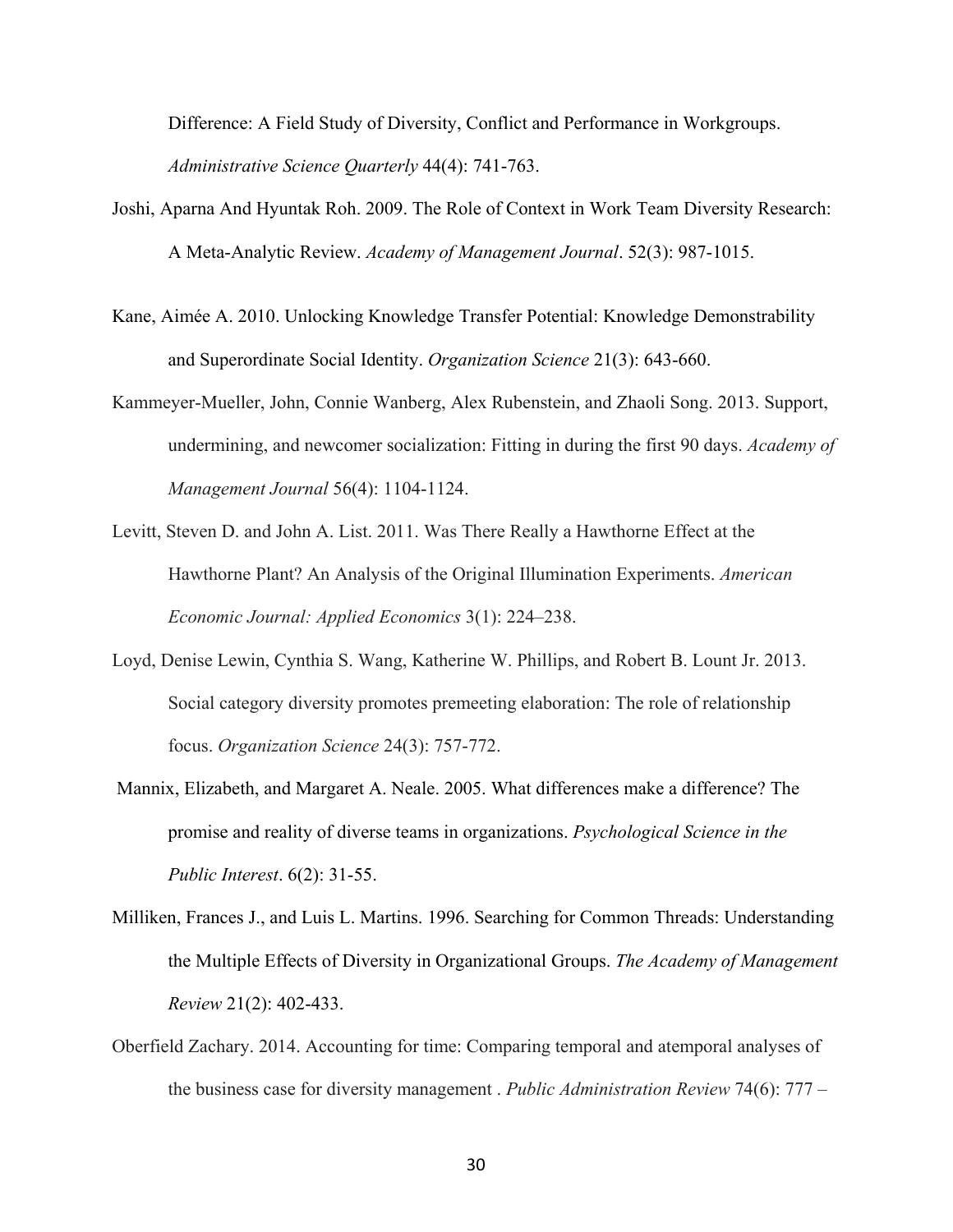Difference: A Field Study of Diversity, Conflict and Performance in Workgroups. *Administrative Science Quarterly* 44(4): 741-763.

Joshi, Aparna And Hyuntak Roh. 2009. The Role of Context in Work Team Diversity Research: A Meta-Analytic Review. *Academy of Management Journal*. 52(3): 987-1015.

Kane, Aimée A. 2010. Unlocking Knowledge Transfer Potential: Knowledge Demonstrability and Superordinate Social Identity. *Organization Science* 21(3): 643-660.

Kammeyer-Mueller, John, Connie Wanberg, Alex Rubenstein, and Zhaoli Song. 2013. Support, undermining, and newcomer socialization: Fitting in during the first 90 days. *Academy of Management Journal* 56(4): 1104-1124.

Levitt, Steven D. and John A. List. 2011. Was There Really a Hawthorne Effect at the Hawthorne Plant? An Analysis of the Original Illumination Experiments. *American Economic Journal: Applied Economics* 3(1): 224–238.

Loyd, Denise Lewin, Cynthia S. Wang, Katherine W. Phillips, and Robert B. Lount Jr. 2013. Social category diversity promotes premeeting elaboration: The role of relationship focus. *Organization Science* 24(3): 757-772.

Mannix, Elizabeth, and Margaret A. Neale. 2005. What differences make a difference? The promise and reality of diverse teams in organizations. *Psychological Science in the Public Interest*. 6(2): 31-55.

Milliken, Frances J., and Luis L. Martins. 1996. Searching for Common Threads: Understanding the Multiple Effects of Diversity in Organizational Groups. *The Academy of Management Review* 21(2): 402-433.

Oberfield Zachary. 2014. Accounting for time: Comparing temporal and atemporal analyses of the business case for diversity management . *Public Administration Review* 74(6): 777 –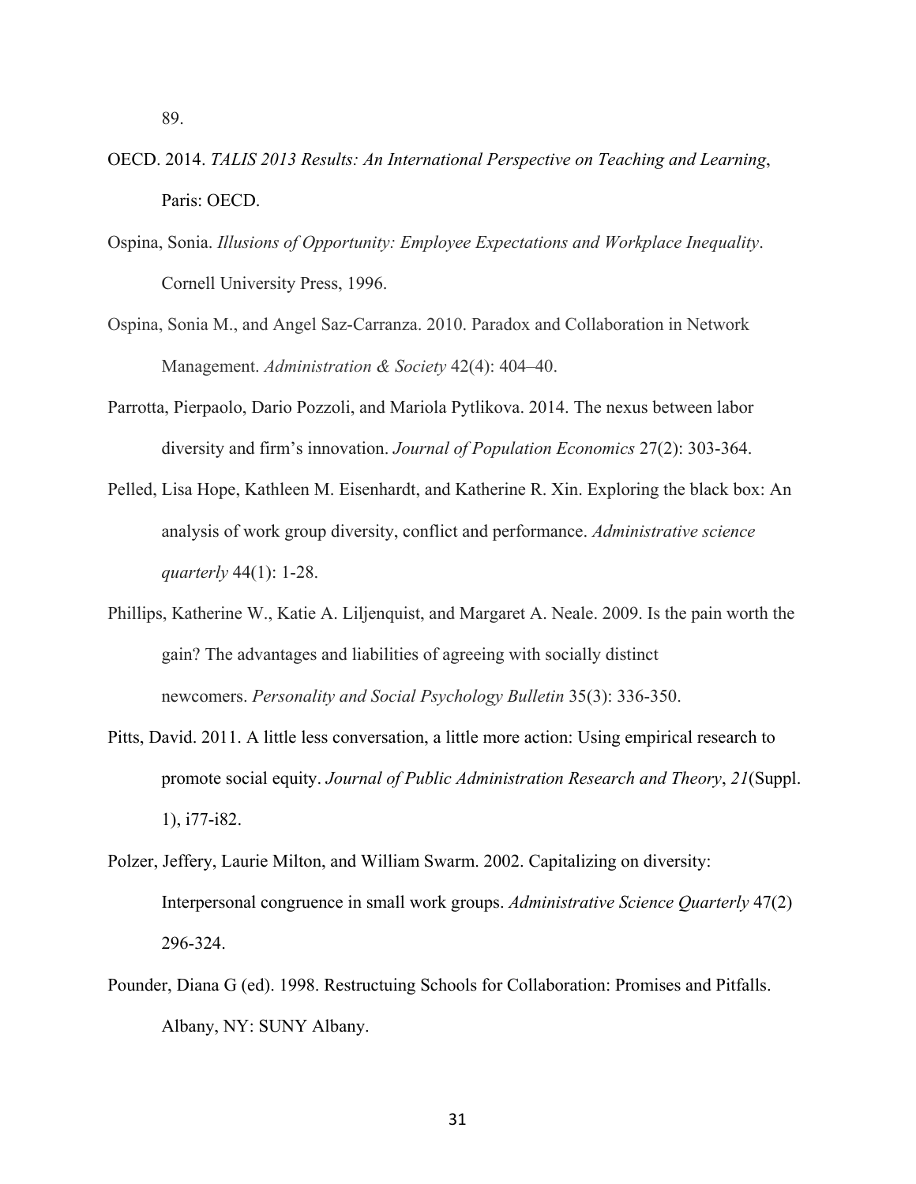89.

OECD. 2014. *TALIS 2013 Results: An International Perspective on Teaching and Learning*, Paris: OECD.

Ospina, Sonia. *Illusions of Opportunity: Employee Expectations and Workplace Inequality*. Cornell University Press, 1996.

Ospina, Sonia M., and Angel Saz-Carranza. 2010. Paradox and Collaboration in Network Management. *Administration & Society* 42(4): 404–40.

Parrotta, Pierpaolo, Dario Pozzoli, and Mariola Pytlikova. 2014. The nexus between labor diversity and firm's innovation. *Journal of Population Economics* 27(2): 303-364.

Pelled, Lisa Hope, Kathleen M. Eisenhardt, and Katherine R. Xin. Exploring the black box: An analysis of work group diversity, conflict and performance. *Administrative science quarterly* 44(1): 1-28.

Phillips, Katherine W., Katie A. Liljenquist, and Margaret A. Neale. 2009. Is the pain worth the gain? The advantages and liabilities of agreeing with socially distinct newcomers. *Personality and Social Psychology Bulletin* 35(3): 336-350.

Pitts, David. 2011. A little less conversation, a little more action: Using empirical research to promote social equity. *Journal of Public Administration Research and Theory*, *21*(Suppl. 1), i77-i82.

Polzer, Jeffery, Laurie Milton, and William Swarm. 2002. Capitalizing on diversity: Interpersonal congruence in small work groups. *Administrative Science Quarterly* 47(2) 296-324.

Pounder, Diana G (ed). 1998. Restructuing Schools for Collaboration: Promises and Pitfalls. Albany, NY: SUNY Albany.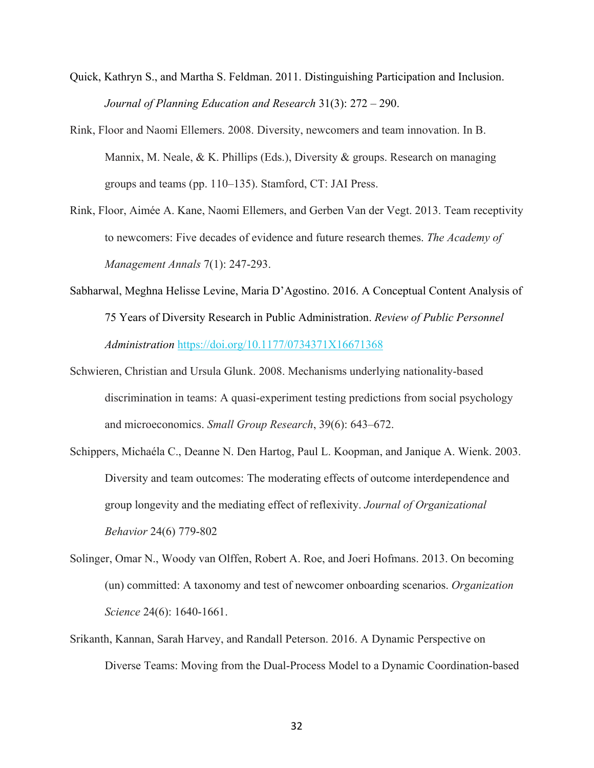Quick, Kathryn S., and Martha S. Feldman. 2011. Distinguishing Participation and Inclusion. *Journal of Planning Education and Research* 31(3): 272 – 290.

Rink, Floor and Naomi Ellemers. 2008. Diversity, newcomers and team innovation. In B. Mannix, M. Neale, & K. Phillips (Eds.), Diversity & groups. Research on managing groups and teams (pp. 110–135). Stamford, CT: JAI Press.

Rink, Floor, Aimée A. Kane, Naomi Ellemers, and Gerben Van der Vegt. 2013. Team receptivity to newcomers: Five decades of evidence and future research themes. *The Academy of Management Annals* 7(1): 247-293.

Sabharwal, Meghna Helisse Levine, Maria D'Agostino. 2016. A Conceptual Content Analysis of 75 Years of Diversity Research in Public Administration. *Review of Public Personnel Administration* https://doi.org/10.1177/0734371X16671368

Schwieren, Christian and Ursula Glunk. 2008. Mechanisms underlying nationality-based discrimination in teams: A quasi-experiment testing predictions from social psychology and microeconomics. *Small Group Research*, 39(6): 643–672.

Schippers, Michaéla C., Deanne N. Den Hartog, Paul L. Koopman, and Janique A. Wienk. 2003. Diversity and team outcomes: The moderating effects of outcome interdependence and group longevity and the mediating effect of reflexivity. *Journal of Organizational Behavior* 24(6) 779-802

Solinger, Omar N., Woody van Olffen, Robert A. Roe, and Joeri Hofmans. 2013. On becoming (un) committed: A taxonomy and test of newcomer onboarding scenarios. *Organization Science* 24(6): 1640-1661.

Srikanth, Kannan, Sarah Harvey, and Randall Peterson. 2016. A Dynamic Perspective on Diverse Teams: Moving from the Dual-Process Model to a Dynamic Coordination-based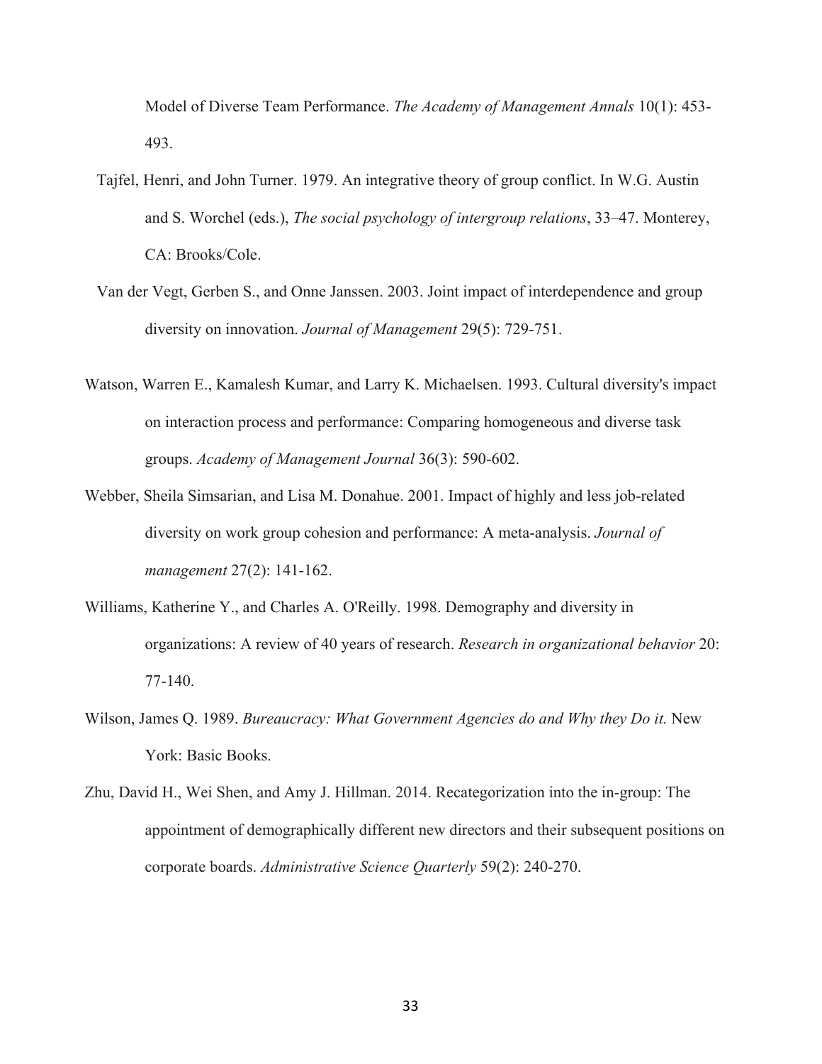Model of Diverse Team Performance. *The Academy of Management Annals* 10(1): 453-493.

Tajfel, Henri, and John Turner. 1979. An integrative theory of group conflict. In W.G. Austin and S. Worchel (eds.), *The social psychology of intergroup relations*, 33–47. Monterey, CA: Brooks/Cole.

Van der Vegt, Gerben S., and Onne Janssen. 2003. Joint impact of interdependence and group diversity on innovation. *Journal of Management* 29(5): 729-751.

Watson, Warren E., Kamalesh Kumar, and Larry K. Michaelsen. 1993. Cultural diversity's impact on interaction process and performance: Comparing homogeneous and diverse task groups. *Academy of Management Journal* 36(3): 590-602.

Webber, Sheila Simsarian, and Lisa M. Donahue. 2001. Impact of highly and less job-related diversity on work group cohesion and performance: A meta-analysis. *Journal of management* 27(2): 141-162.

Williams, Katherine Y., and Charles A. O'Reilly. 1998. Demography and diversity in organizations: A review of 40 years of research. *Research in organizational behavior* 20: 77-140.

Wilson, James Q. 1989. *Bureaucracy: What Government Agencies do and Why they Do it.* New York: Basic Books.

Zhu, David H., Wei Shen, and Amy J. Hillman. 2014. Recategorization into the in-group: The appointment of demographically different new directors and their subsequent positions on corporate boards. *Administrative Science Quarterly* 59(2): 240-270.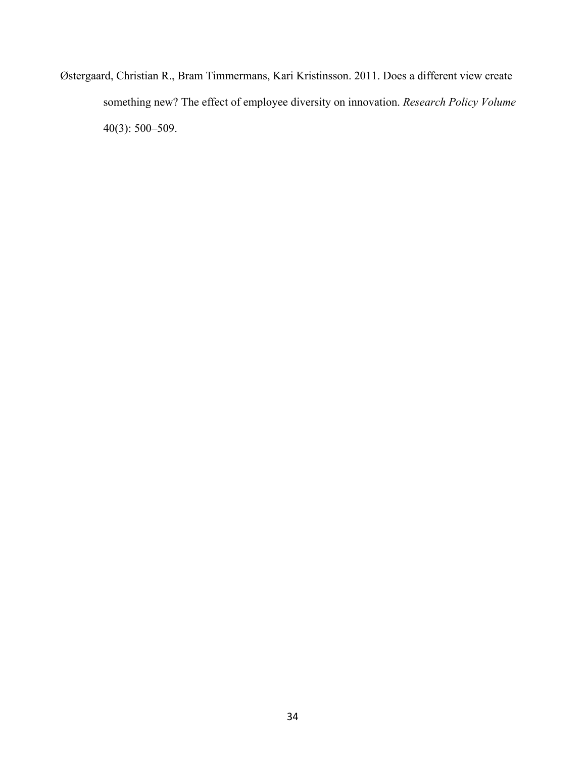Østergaard, Christian R., Bram Timmermans, Kari Kristinsson. 2011. Does a different view create something new? The effect of employee diversity on innovation. *Research Policy Volume* 40(3): 500–509.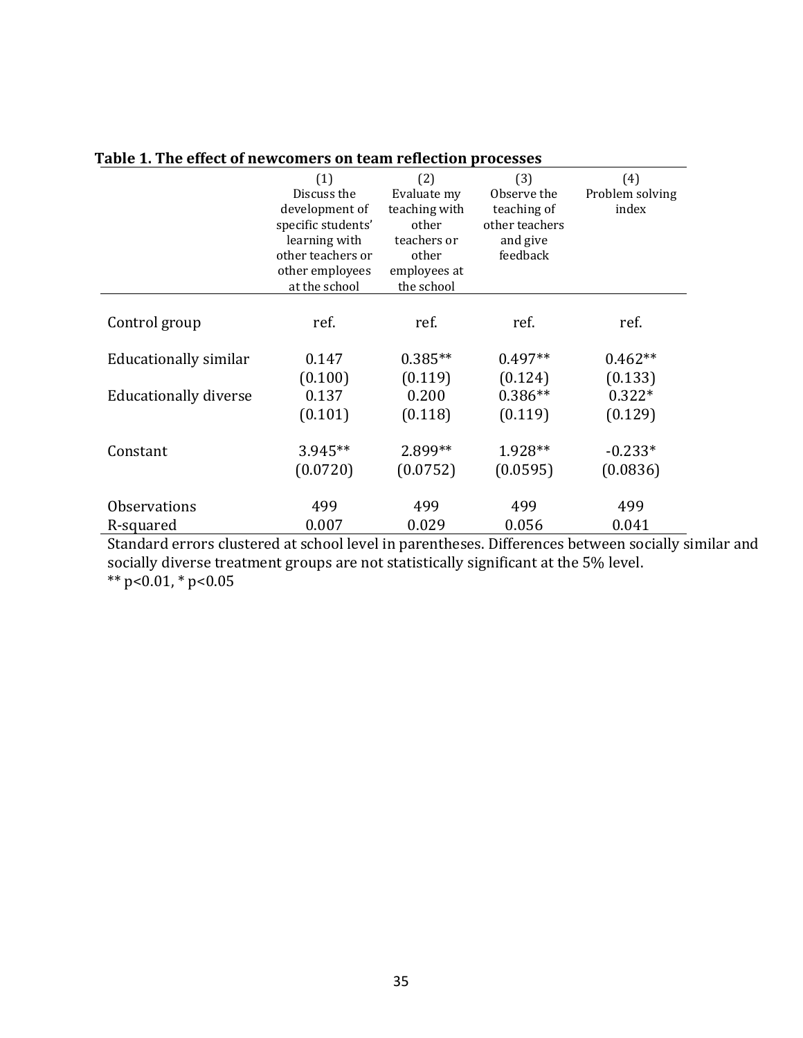**Table 1. The effect of newcomers on team reflection processes**

| | (1) Discuss the development of specific students' learning with other teachers or other employees at the school | (2) Evaluate my teaching with other teachers or other employees at the school | (3) Observe the teaching of other teachers and give feedback | (4) Problem solving index |
|---|---|---|---|---|
| Control group | ref. | ref. | ref. | ref. |
| Educationally similar | 0.147 | 0.385** | 0.497** | 0.462** |
| | (0.100) | (0.119) | (0.124) | (0.133) |
| Educationally diverse | 0.137 | 0.200 | 0.386** | 0.322* |
| | (0.101) | (0.118) | (0.119) | (0.129) |
| Constant | 3.945** | 2.899** | 1.928** | -0.233* |
| | (0.0720) | (0.0752) | (0.0595) | (0.0836) |
| Observations | 499 | 499 | 499 | 499 |
| R-squared | 0.007 | 0.029 | 0.056 | 0.041 |

Standard errors clustered at school level in parentheses. Differences between socially similar and socially diverse treatment groups are not statistically significant at the 5% level.
** p<0.01, * p<0.05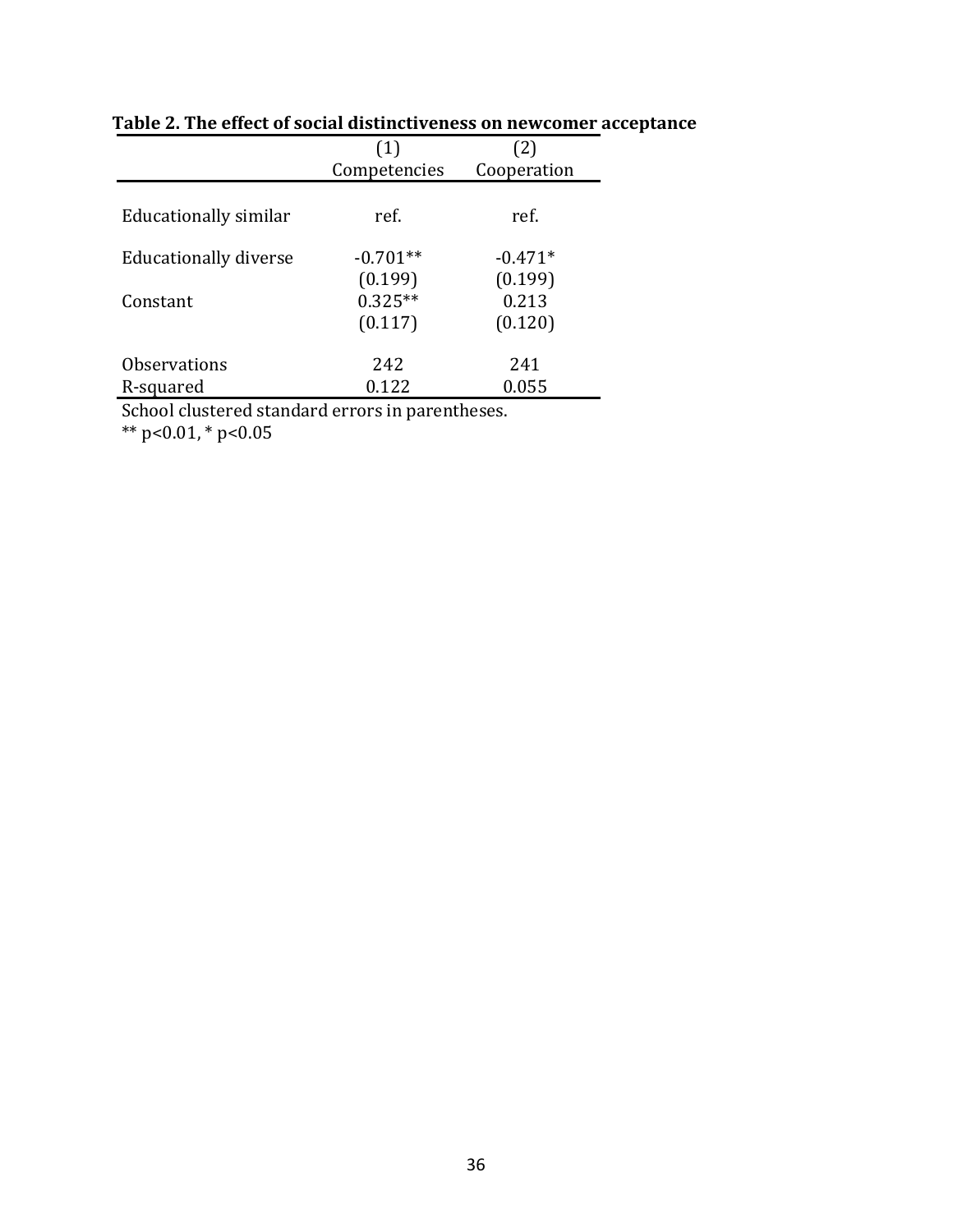**Table 2. The effect of social distinctiveness on newcomer acceptance**

| | (1) | (2) |
|---|---|---|
| | Competencies | Cooperation |
| Educationally similar | ref. | ref. |
| Educationally diverse | -0.701** | -0.471* |
| | (0.199) | (0.199) |
| Constant | 0.325** | 0.213 |
| | (0.117) | (0.120) |
| Observations | 242 | 241 |
| R-squared | 0.122 | 0.055 |

School clustered standard errors in parentheses.
** p<0.01, * p<0.05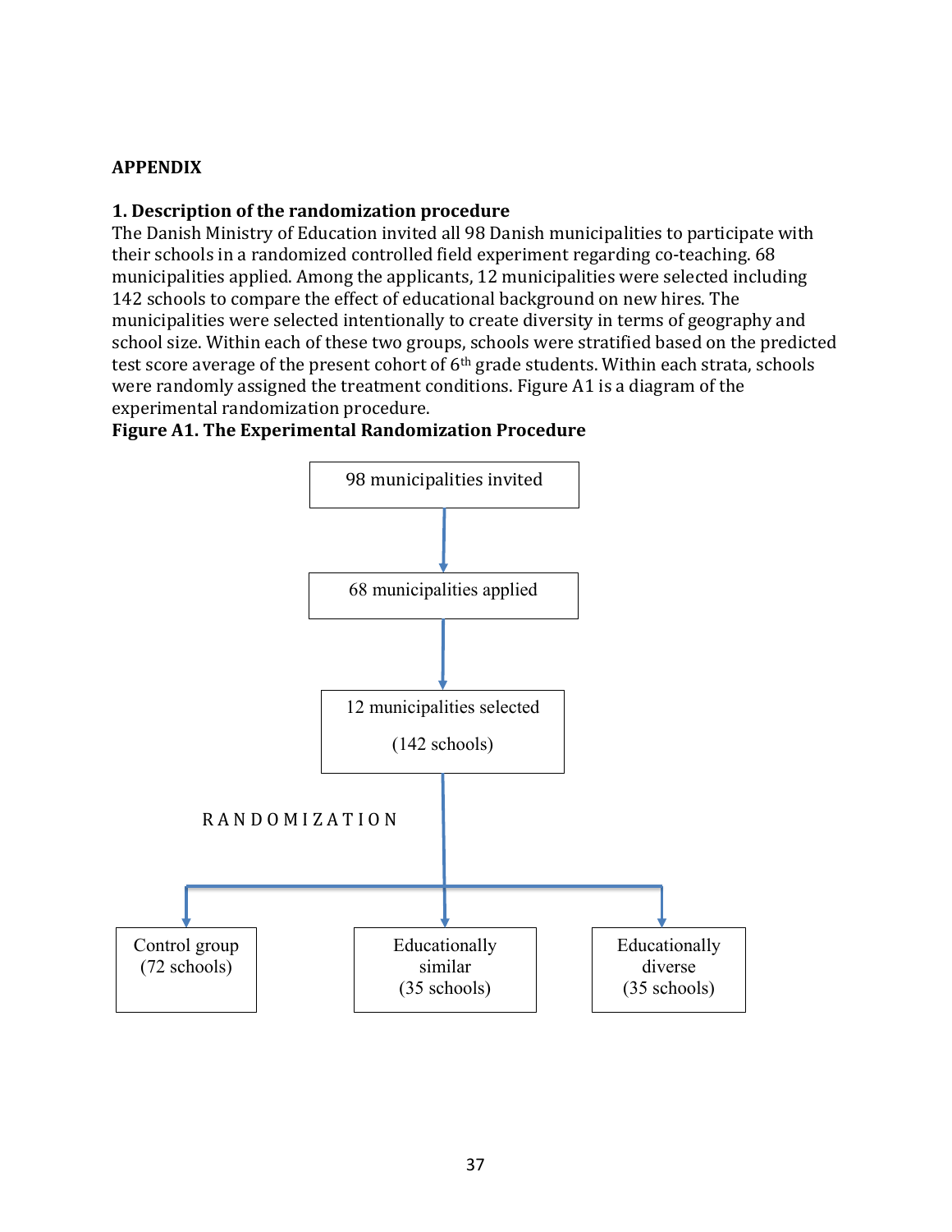## APPENDIX

### 1. Description of the randomization procedure

The Danish Ministry of Education invited all 98 Danish municipalities to participate with their schools in a randomized controlled field experiment regarding co-teaching. 68 municipalities applied. Among the applicants, 12 municipalities were selected including 142 schools to compare the effect of educational background on new hires. The municipalities were selected intentionally to create diversity in terms of geography and school size. Within each of these two groups, schools were stratified based on the predicted test score average of the present cohort of 6th grade students. Within each strata, schools were randomly assigned the treatment conditions. Figure A1 is a diagram of the experimental randomization procedure.

**Figure A1. The Experimental Randomization Procedure**

98 municipalities invited

↓

68 municipalities applied

↓

12 municipalities selected (142 schools)

↓

RANDOMIZATION

- Control group (72 schools)
- Educationally similar (35 schools)
- Educationally diverse (35 schools)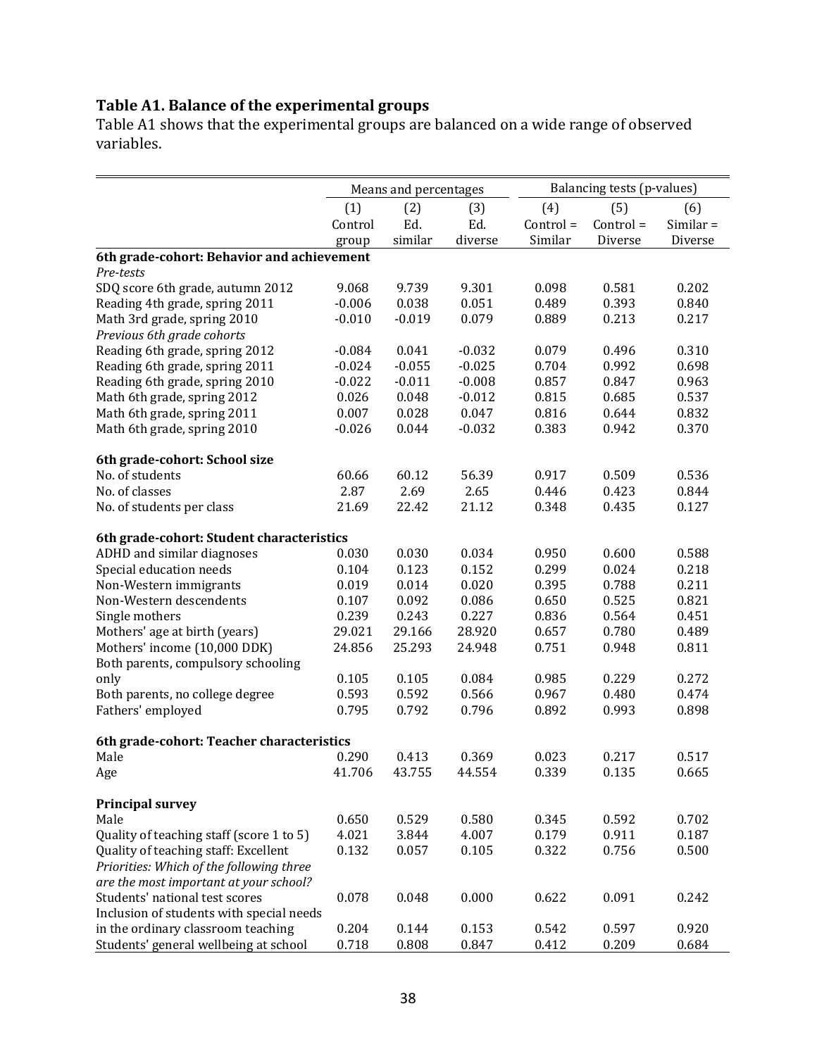**Table A1. Balance of the experimental groups**

Table A1 shows that the experimental groups are balanced on a wide range of observed variables.

| | Means and percentages | | | Balancing tests (p-values) | | |
|---|---|---|---|---|---|---|
| | (1) Control group | (2) Ed. similar | (3) Ed. diverse | (4) Control = Similar | (5) Control = Diverse | (6) Similar = Diverse |
| **6th grade-cohort: Behavior and achievement** | | | | | | |
| *Pre-tests* | | | | | | |
| SDQ score 6th grade, autumn 2012 | 9.068 | 9.739 | 9.301 | 0.098 | 0.581 | 0.202 |
| Reading 4th grade, spring 2011 | -0.006 | 0.038 | 0.051 | 0.489 | 0.393 | 0.840 |
| Math 3rd grade, spring 2010 | -0.010 | -0.019 | 0.079 | 0.889 | 0.213 | 0.217 |
| *Previous 6th grade cohorts* | | | | | | |
| Reading 6th grade, spring 2012 | -0.084 | 0.041 | -0.032 | 0.079 | 0.496 | 0.310 |
| Reading 6th grade, spring 2011 | -0.024 | -0.055 | -0.025 | 0.704 | 0.992 | 0.698 |
| Reading 6th grade, spring 2010 | -0.022 | -0.011 | -0.008 | 0.857 | 0.847 | 0.963 |
| Math 6th grade, spring 2012 | 0.026 | 0.048 | -0.012 | 0.815 | 0.685 | 0.537 |
| Math 6th grade, spring 2011 | 0.007 | 0.028 | 0.047 | 0.816 | 0.644 | 0.832 |
| Math 6th grade, spring 2010 | -0.026 | 0.044 | -0.032 | 0.383 | 0.942 | 0.370 |
| **6th grade-cohort: School size** | | | | | | |
| No. of students | 60.66 | 60.12 | 56.39 | 0.917 | 0.509 | 0.536 |
| No. of classes | 2.87 | 2.69 | 2.65 | 0.446 | 0.423 | 0.844 |
| No. of students per class | 21.69 | 22.42 | 21.12 | 0.348 | 0.435 | 0.127 |
| **6th grade-cohort: Student characteristics** | | | | | | |
| ADHD and similar diagnoses | 0.030 | 0.030 | 0.034 | 0.950 | 0.600 | 0.588 |
| Special education needs | 0.104 | 0.123 | 0.152 | 0.299 | 0.024 | 0.218 |
| Non-Western immigrants | 0.019 | 0.014 | 0.020 | 0.395 | 0.788 | 0.211 |
| Non-Western descendents | 0.107 | 0.092 | 0.086 | 0.650 | 0.525 | 0.821 |
| Single mothers | 0.239 | 0.243 | 0.227 | 0.836 | 0.564 | 0.451 |
| Mothers' age at birth (years) | 29.021 | 29.166 | 28.920 | 0.657 | 0.780 | 0.489 |
| Mothers' income (10,000 DDK) | 24.856 | 25.293 | 24.948 | 0.751 | 0.948 | 0.811 |
| Both parents, compulsory schooling only | 0.105 | 0.105 | 0.084 | 0.985 | 0.229 | 0.272 |
| Both parents, no college degree | 0.593 | 0.592 | 0.566 | 0.967 | 0.480 | 0.474 |
| Fathers' employed | 0.795 | 0.792 | 0.796 | 0.892 | 0.993 | 0.898 |
| **6th grade-cohort: Teacher characteristics** | | | | | | |
| Male | 0.290 | 0.413 | 0.369 | 0.023 | 0.217 | 0.517 |
| Age | 41.706 | 43.755 | 44.554 | 0.339 | 0.135 | 0.665 |
| **Principal survey** | | | | | | |
| Male | 0.650 | 0.529 | 0.580 | 0.345 | 0.592 | 0.702 |
| Quality of teaching staff (score 1 to 5) | 4.021 | 3.844 | 4.007 | 0.179 | 0.911 | 0.187 |
| Quality of teaching staff: Excellent | 0.132 | 0.057 | 0.105 | 0.322 | 0.756 | 0.500 |
| *Priorities: Which of the following three are the most important at your school?* | | | | | | |
| Students' national test scores | 0.078 | 0.048 | 0.000 | 0.622 | 0.091 | 0.242 |
| Inclusion of students with special needs in the ordinary classroom teaching | 0.204 | 0.144 | 0.153 | 0.542 | 0.597 | 0.920 |
| Students' general wellbeing at school | 0.718 | 0.808 | 0.847 | 0.412 | 0.209 | 0.684 |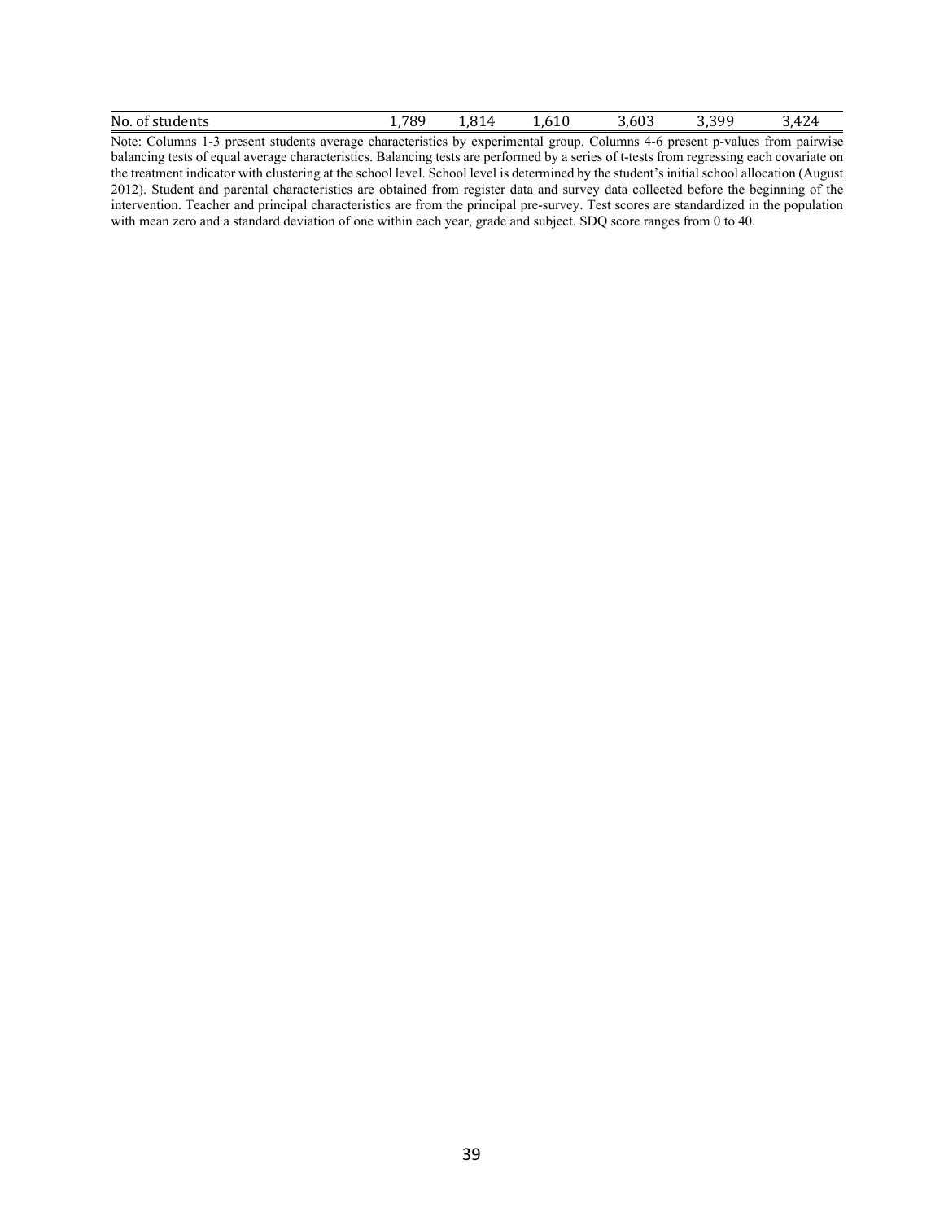| | | | | | | |
|---|---|---|---|---|---|---|
| No. of students | 1,789 | 1,814 | 1,610 | 3,603 | 3,399 | 3,424 |

Note: Columns 1-3 present students average characteristics by experimental group. Columns 4-6 present p-values from pairwise balancing tests of equal average characteristics. Balancing tests are performed by a series of t-tests from regressing each covariate on the treatment indicator with clustering at the school level. School level is determined by the student's initial school allocation (August 2012). Student and parental characteristics are obtained from register data and survey data collected before the beginning of the intervention. Teacher and principal characteristics are from the principal pre-survey. Test scores are standardized in the population with mean zero and a standard deviation of one within each year, grade and subject. SDQ score ranges from 0 to 40.